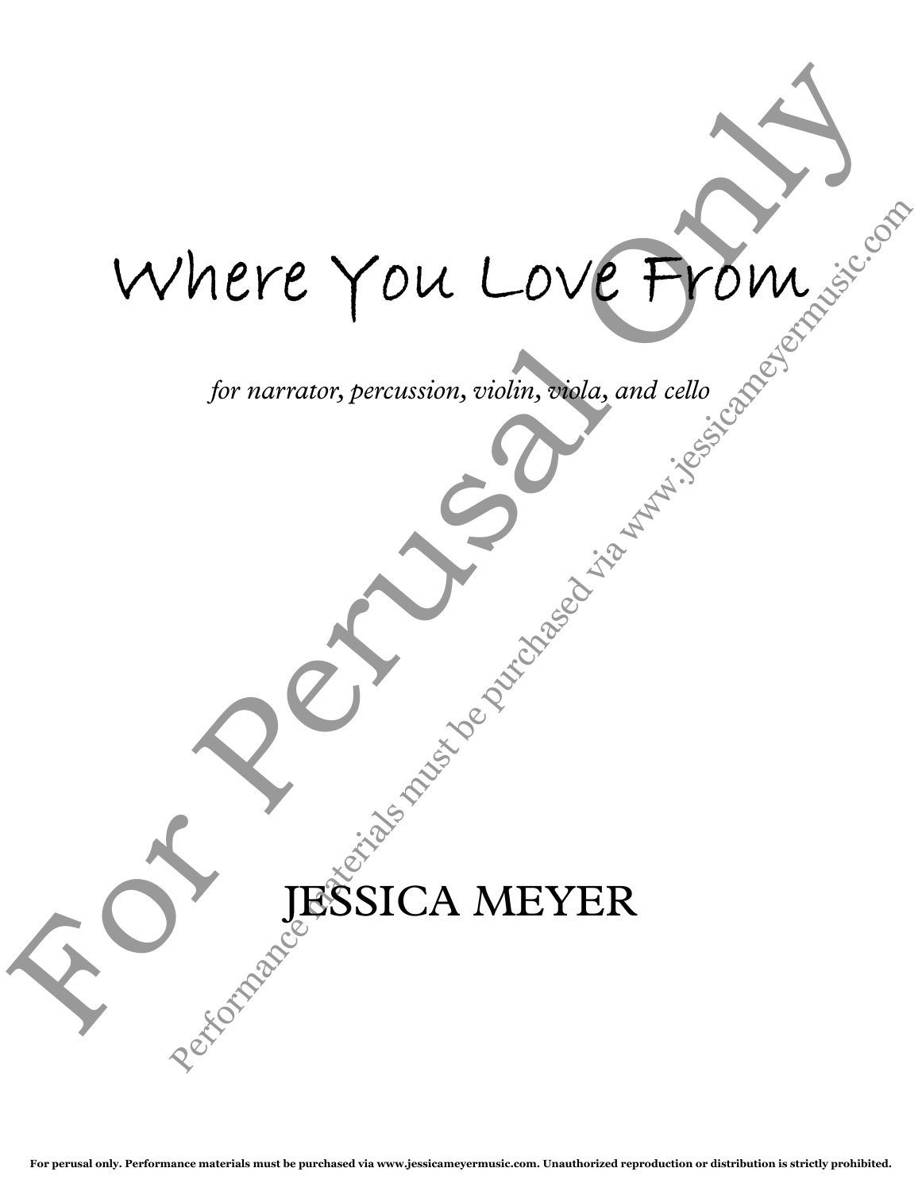# Where You Love From

*for narrator, percussion, violin, viola, and cello*

JESSICA MEYER

For Perusal Only

Performance materials must be purchased via www.jessicameyermusic.com

**For perusal only. Performance materials must be purchased via www.jessicameyermusic.com. Unauthorized reproduction or distribution is strictly prohibited.**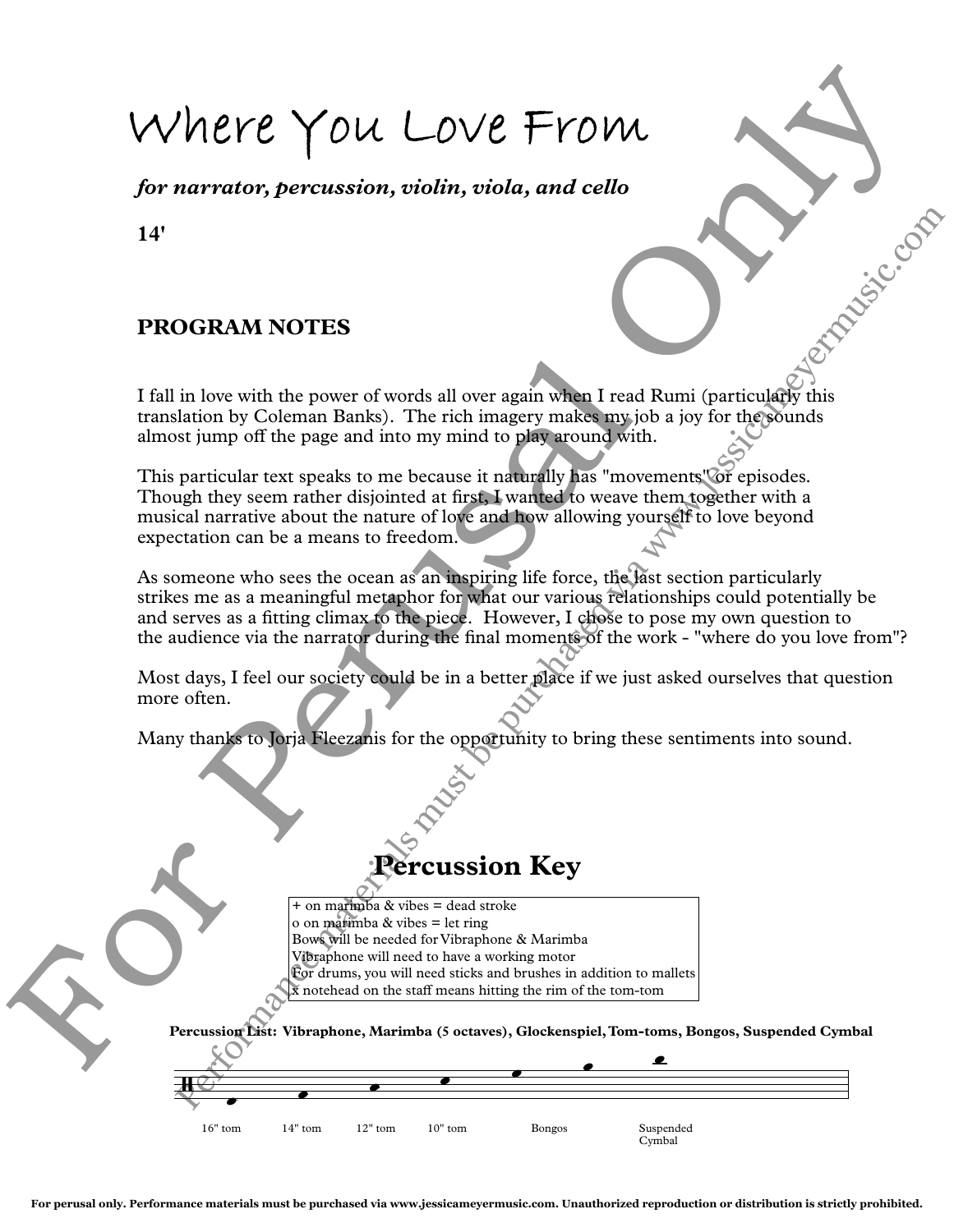# Where You Love From

***for narrator, percussion, violin, viola, and cello***

**14'**

## PROGRAM NOTES

I fall in love with the power of words all over again when I read Rumi (particularly this translation by Coleman Banks). The rich imagery makes my job a joy for the sounds almost jump off the page and into my mind to play around with.

This particular text speaks to me because it naturally has "movements" or episodes. Though they seem rather disjointed at first, I wanted to weave them together with a musical narrative about the nature of love and how allowing yourself to love beyond expectation can be a means to freedom.

As someone who sees the ocean as an inspiring life force, the last section particularly strikes me as a meaningful metaphor for what our various relationships could potentially be and serves as a fitting climax to the piece. However, I chose to pose my own question to the audience via the narrator during the final moments of the work - "where do you love from"?

Most days, I feel our society could be in a better place if we just asked ourselves that question more often.

Many thanks to Jorja Fleezanis for the opportunity to bring these sentiments into sound.

## Percussion Key

+ on marimba & vibes = dead stroke
o on marimba & vibes = let ring
Bows will be needed for Vibraphone & Marimba
Vibraphone will need to have a working motor
For drums, you will need sticks and brushes in addition to mallets
x notehead on the staff means hitting the rim of the tom-tom

**Percussion List: Vibraphone, Marimba (5 octaves), Glockenspiel, Tom-toms, Bongos, Suspended Cymbal**

16" tom | 14" tom | 12" tom | 10" tom | Bongos | Suspended Cymbal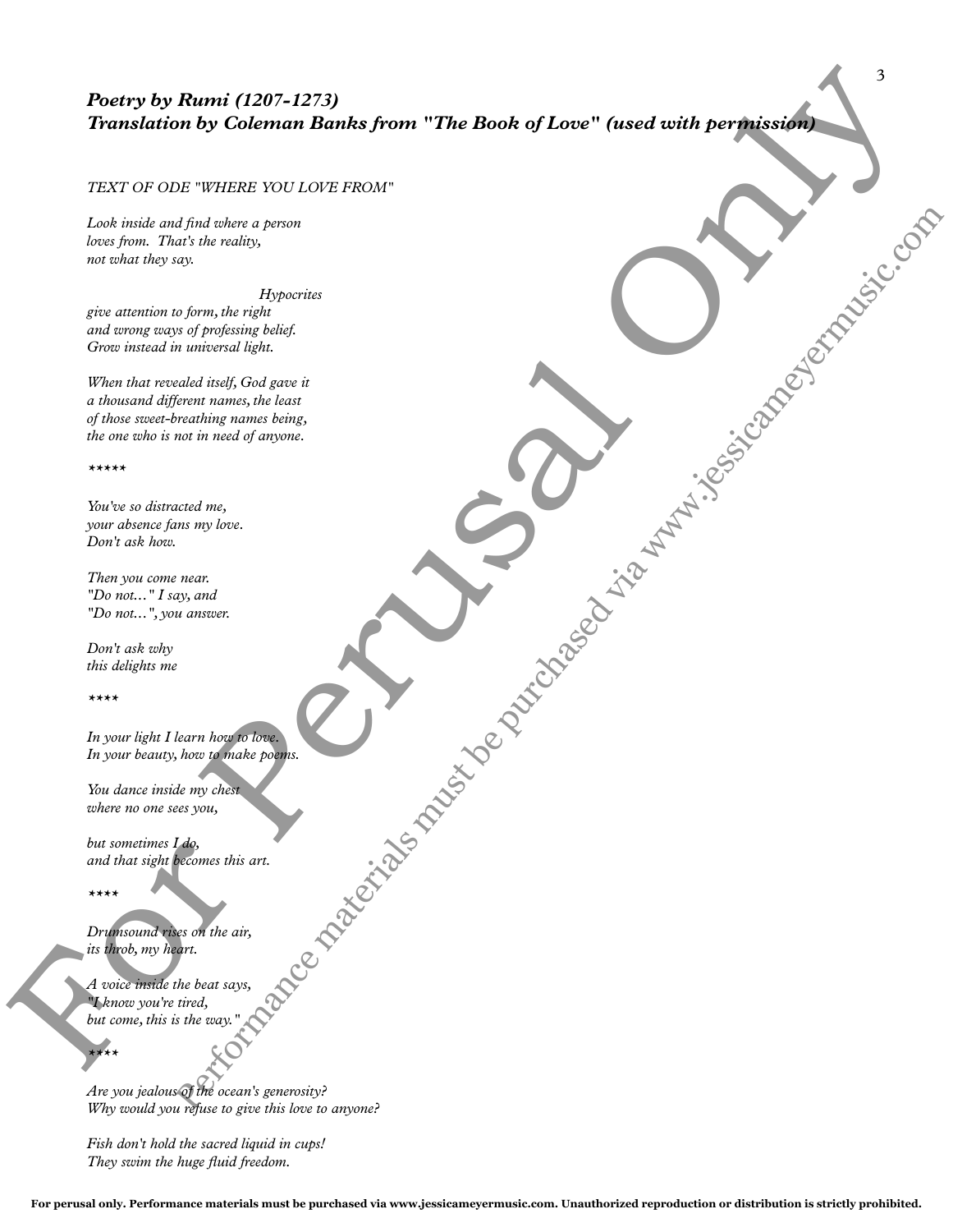***Poetry by Rumi (1207-1273)***
***Translation by Coleman Banks from "The Book of Love" (used with permission)***

*TEXT OF ODE "WHERE YOU LOVE FROM"*

*Look inside and find where a person*
*loves from. That's the reality,*
*not what they say.*

*Hypocrites*
*give attention to form, the right*
*and wrong ways of professing belief.*
*Grow instead in universal light.*

*When that revealed itself, God gave it*
*a thousand different names, the least*
*of those sweet-breathing names being,*
*the one who is not in need of anyone.*

\*\*\*\*\*

*You've so distracted me,*
*your absence fans my love.*
*Don't ask how.*

*Then you come near.*
*"Do not…" I say, and*
*"Do not…", you answer.*

*Don't ask why*
*this delights me*

\*\*\*\*

*In your light I learn how to love.*
*In your beauty, how to make poems.*

*You dance inside my chest*
*where no one sees you,*

*but sometimes I do,*
*and that sight becomes this art.*

\*\*\*\*

*Drumsound rises on the air,*
*its throb, my heart.*

*A voice inside the beat says,*
*"I know you're tired,*
*but come, this is the way."*

\*\*\*\*

*Are you jealous of the ocean's generosity?*
*Why would you refuse to give this love to anyone?*

*Fish don't hold the sacred liquid in cups!*
*They swim the huge fluid freedom.*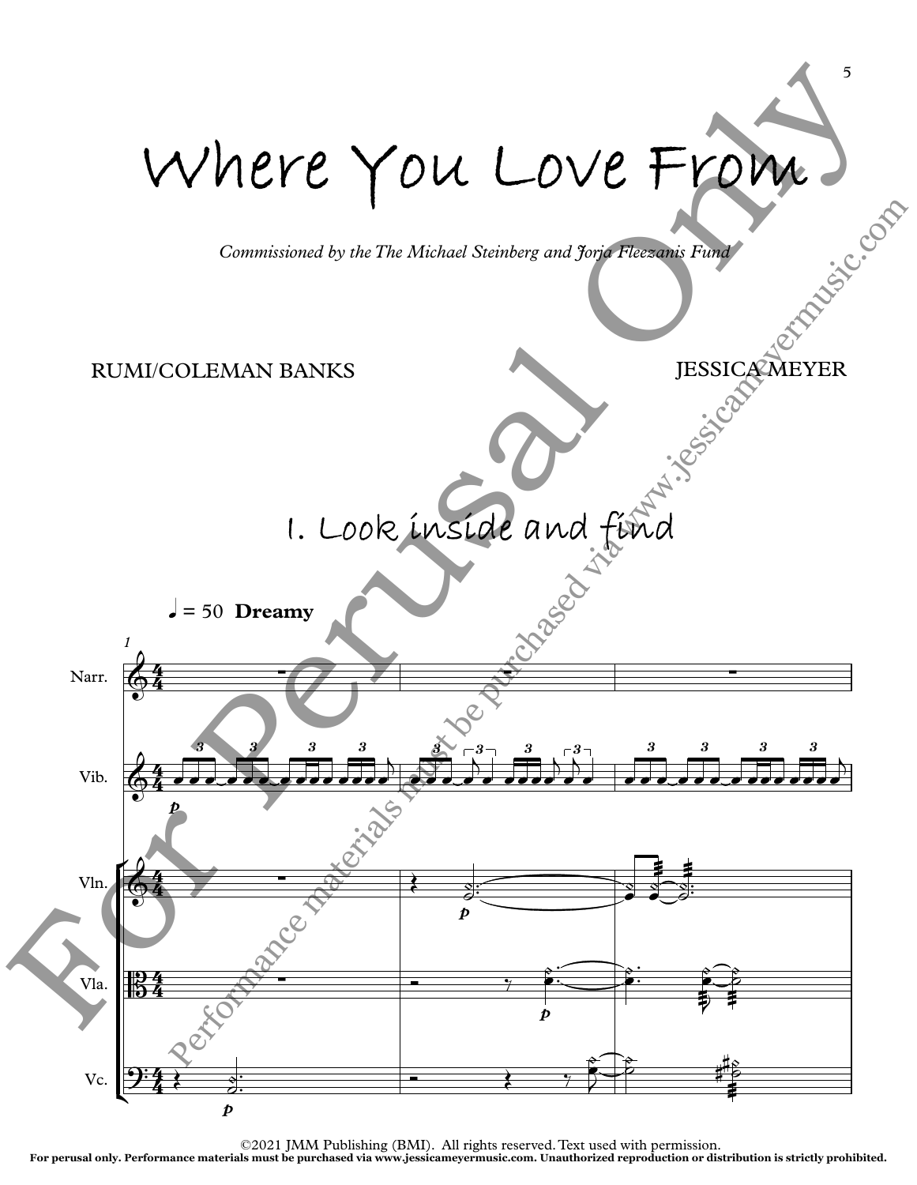# Where You Love From

*Commissioned by the The Michael Steinberg and Jorja Fleezanis Fund*

RUMI/COLEMAN BANKS

JESSICA MEYER

## 1. Look inside and find

♩ = 50 **Dreamy**

Narr.

Vib.

Vln.

Vla.

Vc.

©2021 JMM Publishing (BMI). All rights reserved. Text used with permission.

**For perusal only. Performance materials must be purchased via www.jessicameyermusic.com. Unauthorized reproduction or distribution is strictly prohibited.**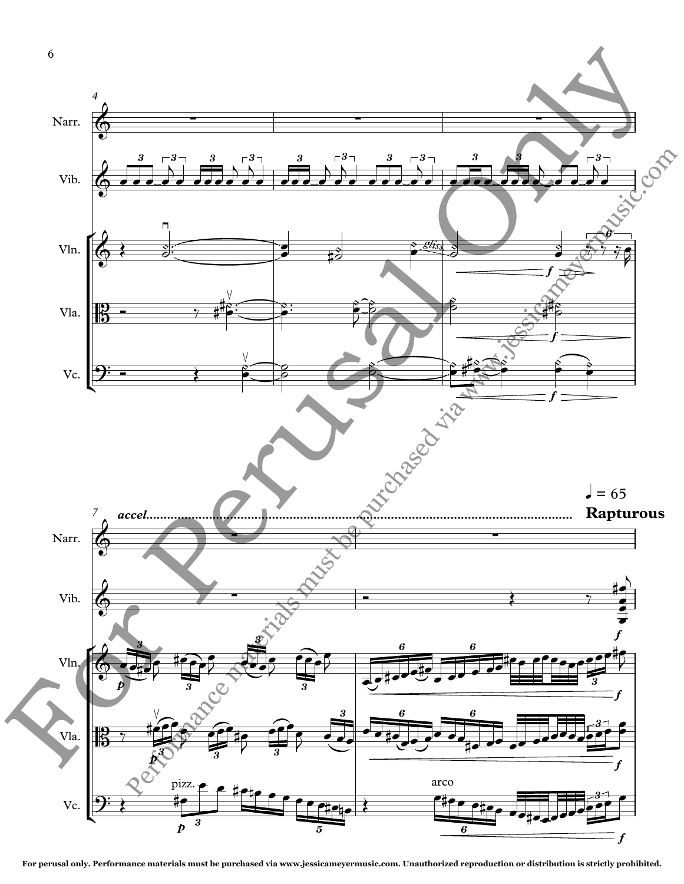**Rapturous**

For perusal only. Performance materials must be purchased via www.jessicameyermusic.com. Unauthorized reproduction or distribution is strictly prohibited.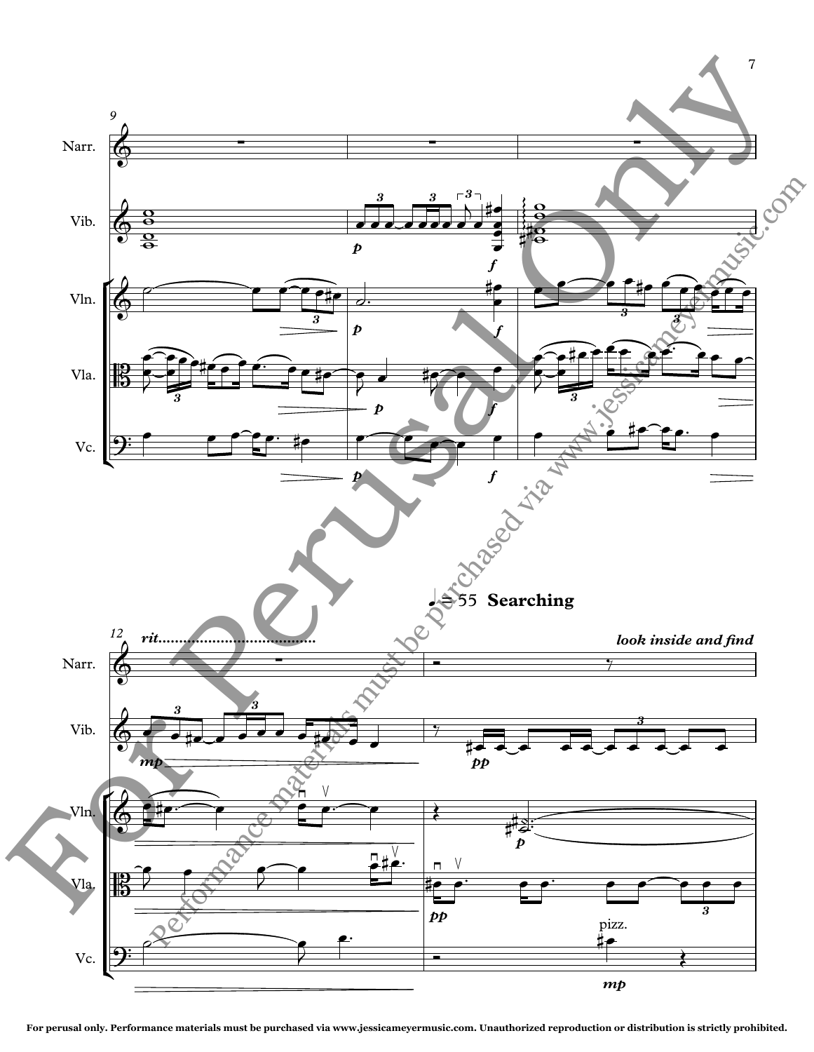♩= 55 **Searching**

*look inside and find*

For perusal only. Performance materials must be purchased via www.jessicameyermusic.com. Unauthorized reproduction or distribution is strictly prohibited.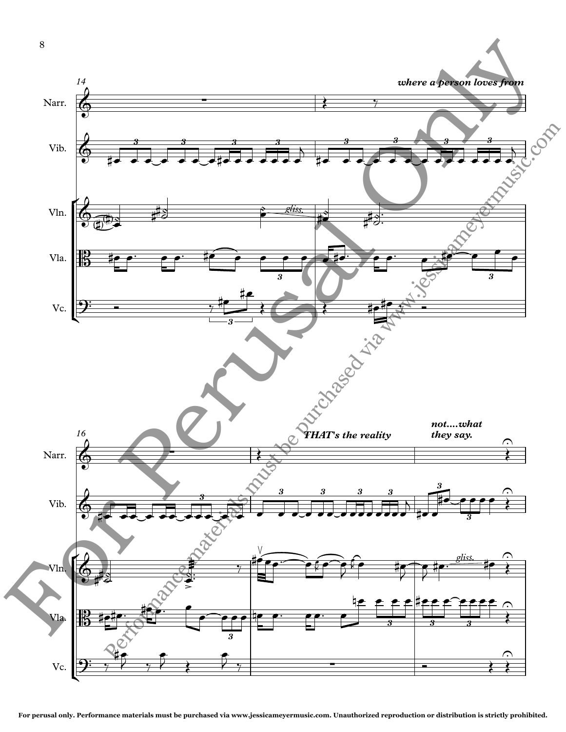*where a person loves from*

*THAT's the reality*

*not....what they say.*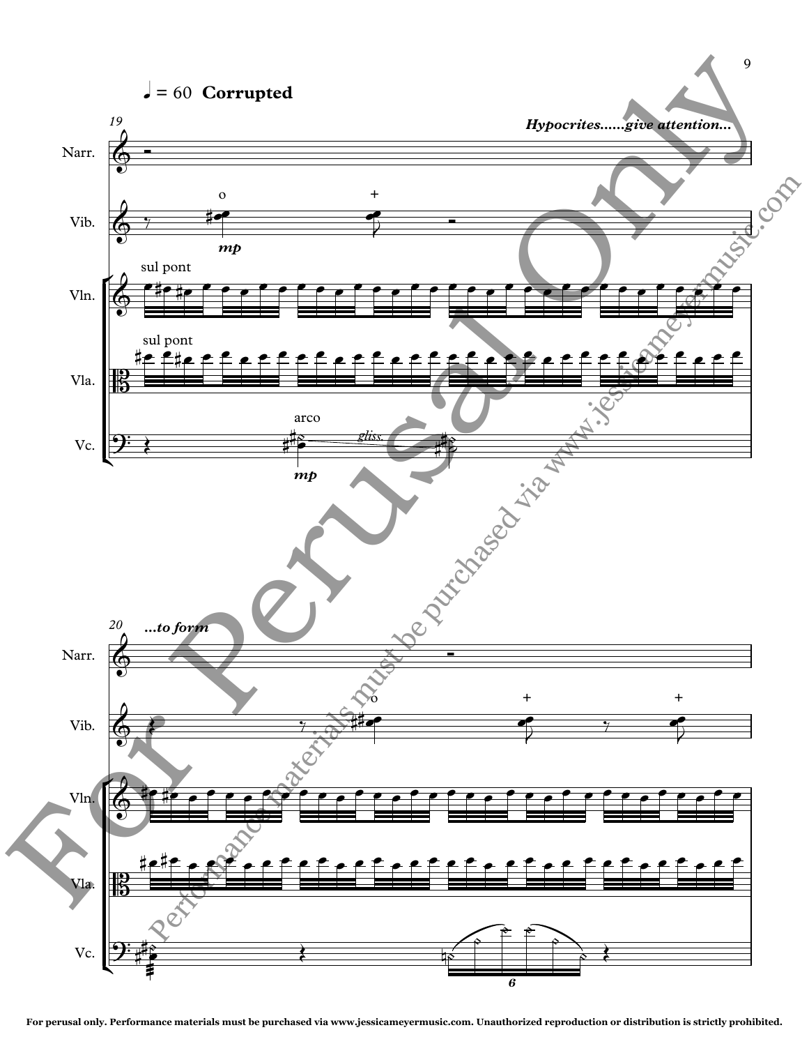♩ = 60 **Corrupted**

19

Narr. *Hypocrites......give attention...*

Vib. o + *mp*

Vln. sul pont

Vla. sul pont

Vc. arco *gliss.* *mp*

20

Narr. *...to form*

Vib. o + +

Vln.

Vla.

Vc. 6

For perusal only. Performance materials must be purchased via www.jessicameyermusic.com. Unauthorized reproduction or distribution is strictly prohibited.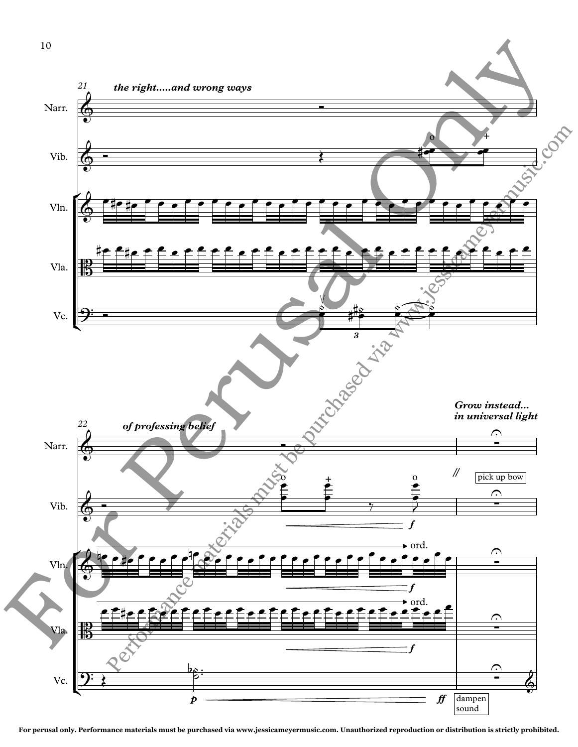*the right.....and wrong ways*

*of professing belief*

*Grow instead... in universal light*

pick up bow

ord.

ord.

dampen sound

For perusal only. Performance materials must be purchased via www.jessicameyermusic.com. Unauthorized reproduction or distribution is strictly prohibited.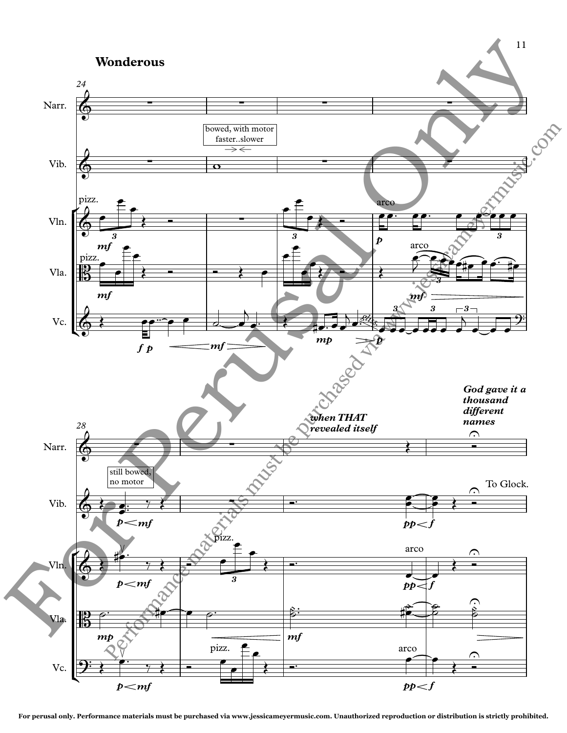## Wonderous

*when THAT revealed itself*

*God gave it a thousand different names*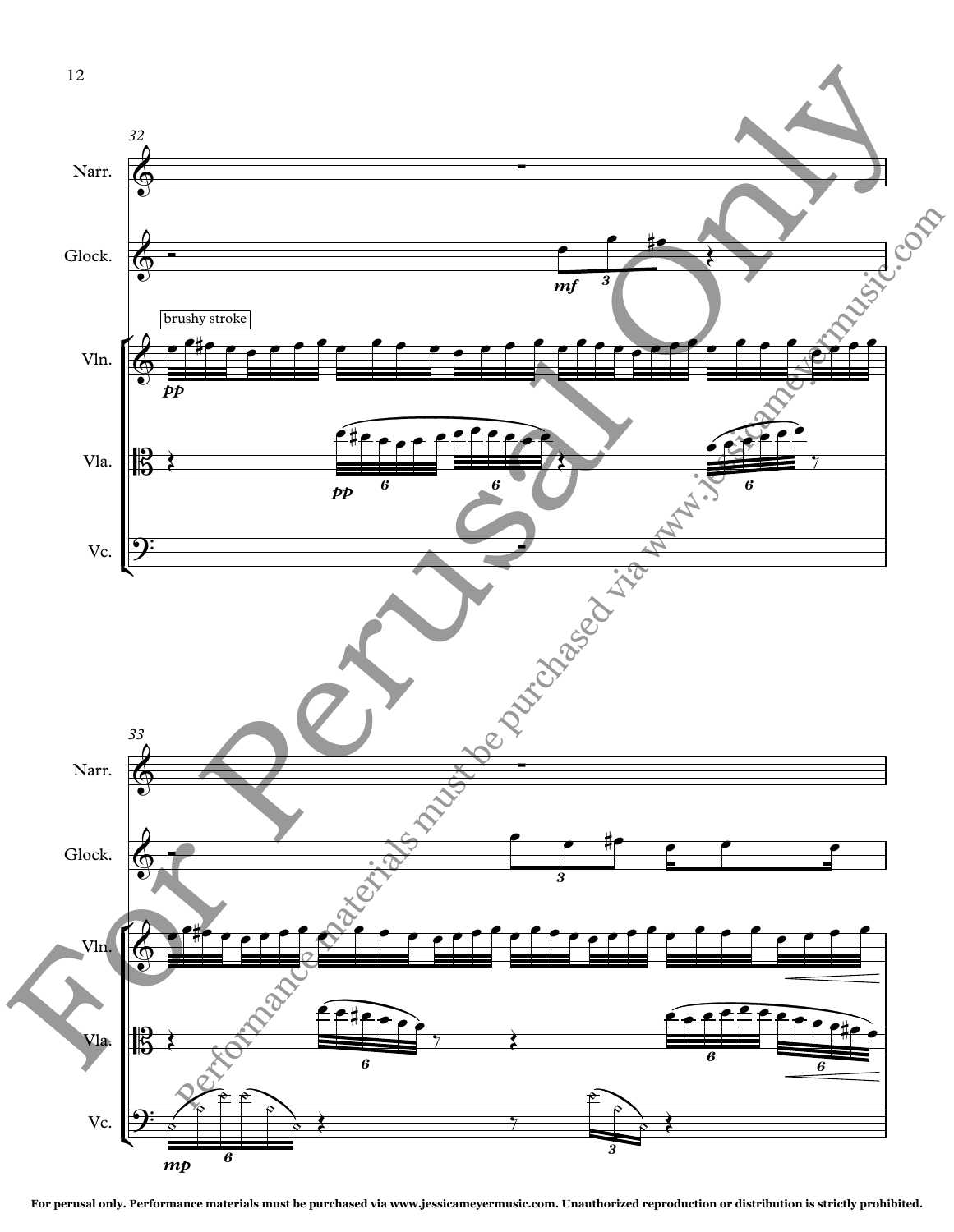brushy stroke

For perusal only. Performance materials must be purchased via www.jessicameyermusic.com. Unauthorized reproduction or distribution is strictly prohibited.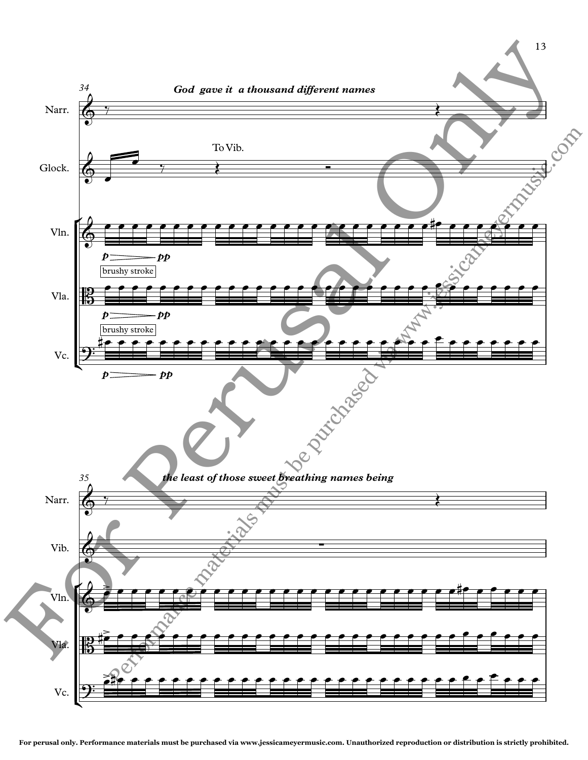34

*God gave it a thousand different names*

Narr.

Glock. — To Vib.

Vln. — *p* > *pp* — brushy stroke

Vla. — *p* > *pp* — brushy stroke

Vc. — *p* > *pp*

35

*the least of those sweet breathing names being*

Narr.

Vib.

Vln.

Vla.

Vc.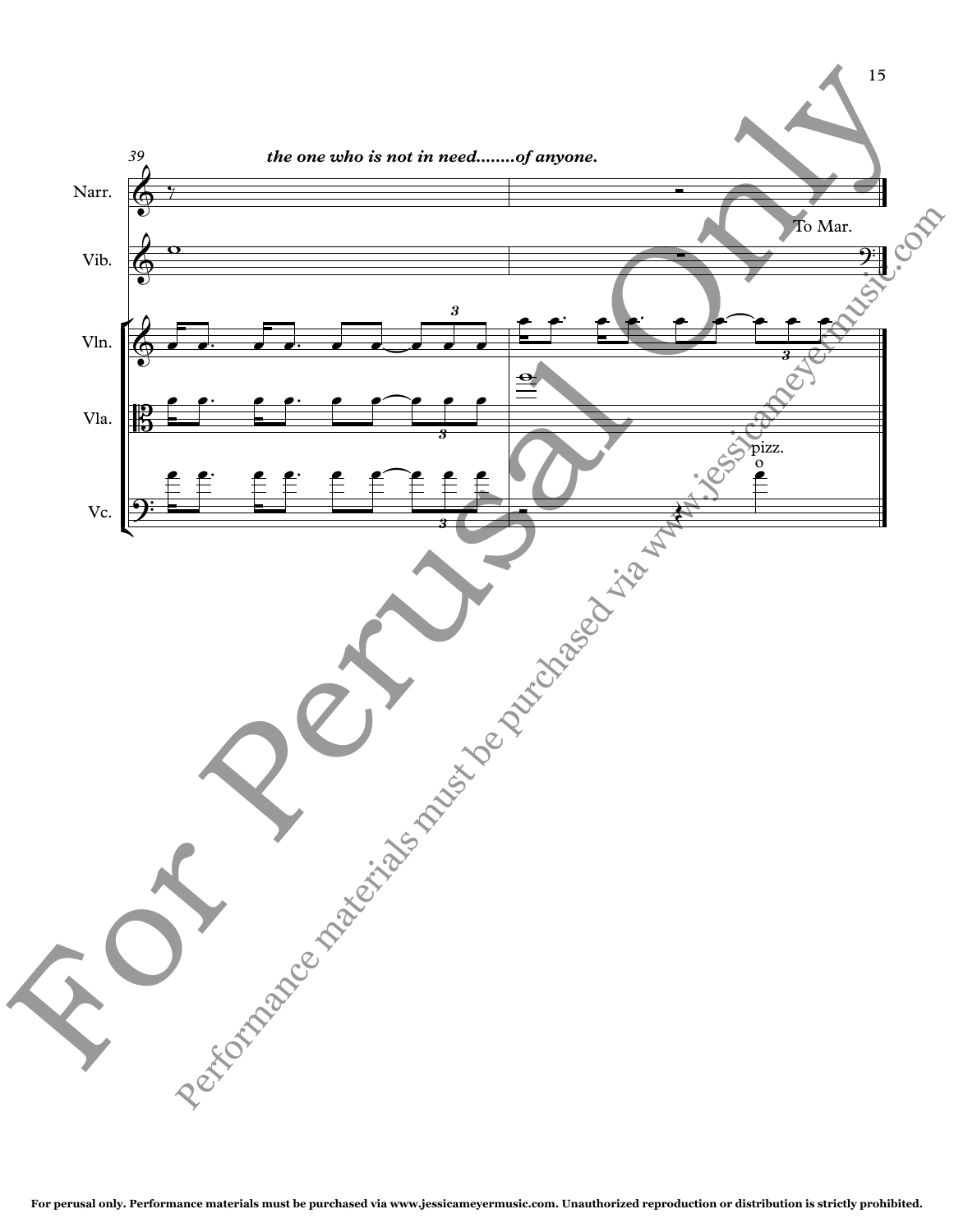*the one who is not in need........of anyone.*

Narr.

Vib.

To Mar.

Vln.

Vla.

Vc.

pizz.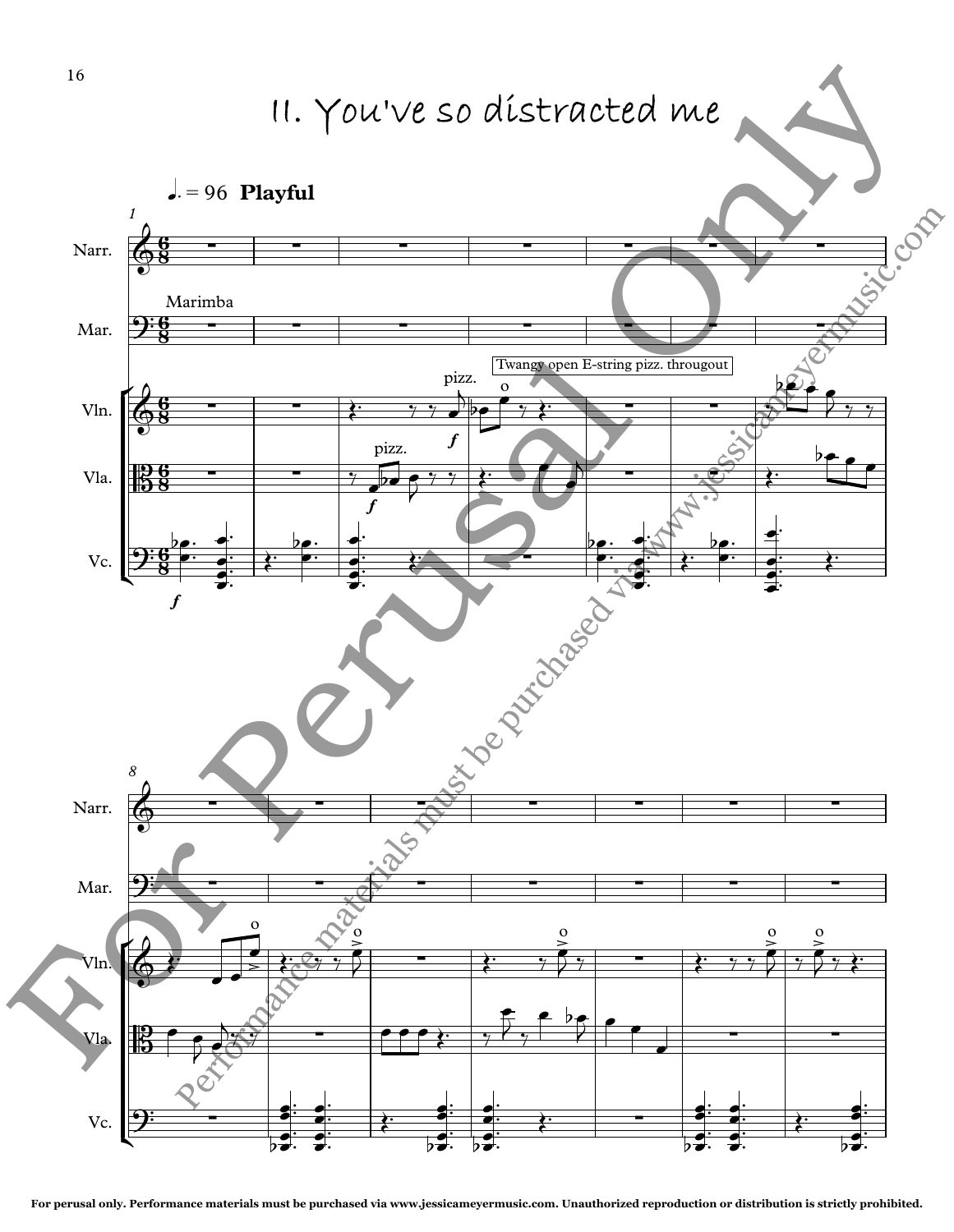# II. You've so distracted me

♩. = 96 **Playful**

Narr.

Marimba

Mar.

Vln.

pizz.

Twangy open E-string pizz. througout

Vla.

pizz.

Vc.

Narr.

Mar.

Vln.

Vla.

Vc.

For perusal only. Performance materials must be purchased via www.jessicameyermusic.com. Unauthorized reproduction or distribution is strictly prohibited.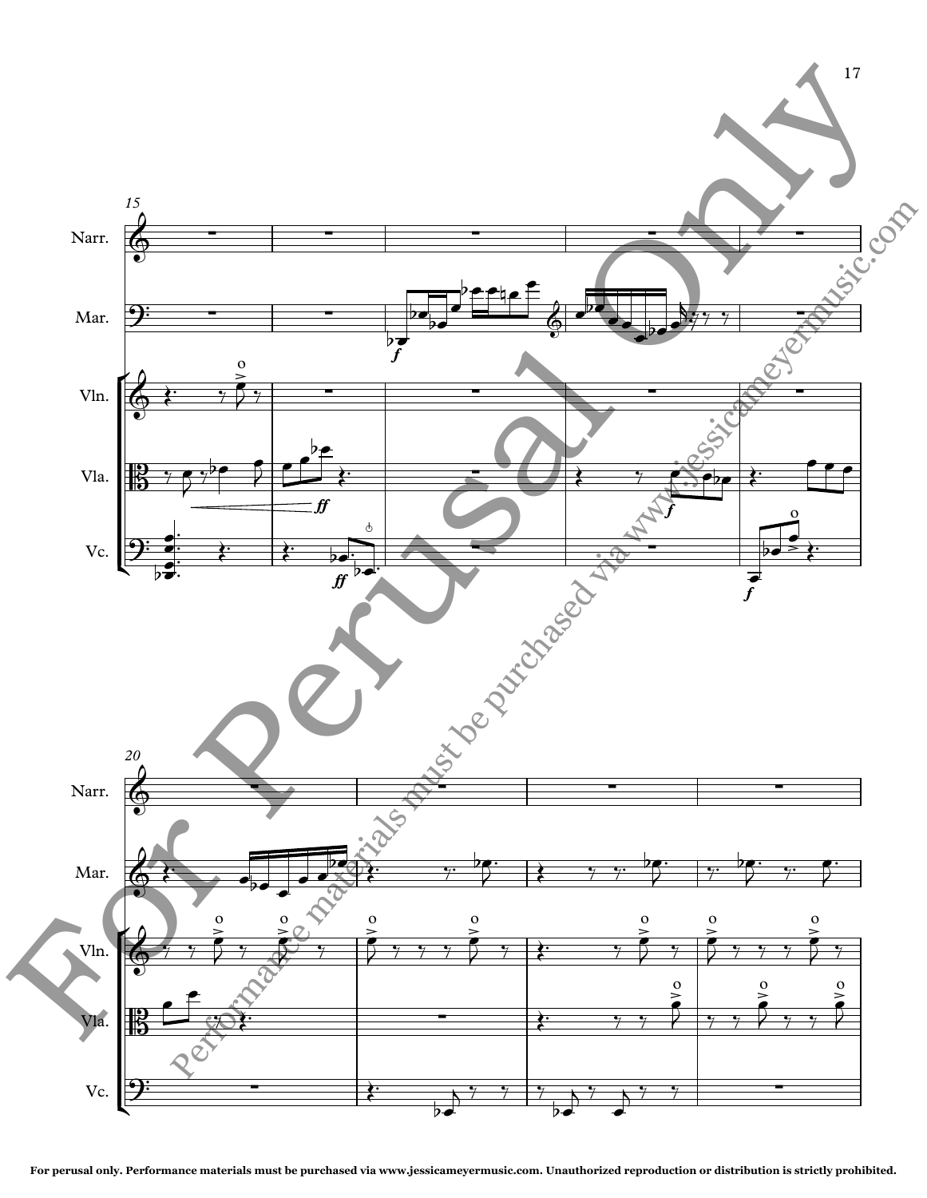For perusal only. Performance materials must be purchased via www.jessicameyermusic.com. Unauthorized reproduction or distribution is strictly prohibited.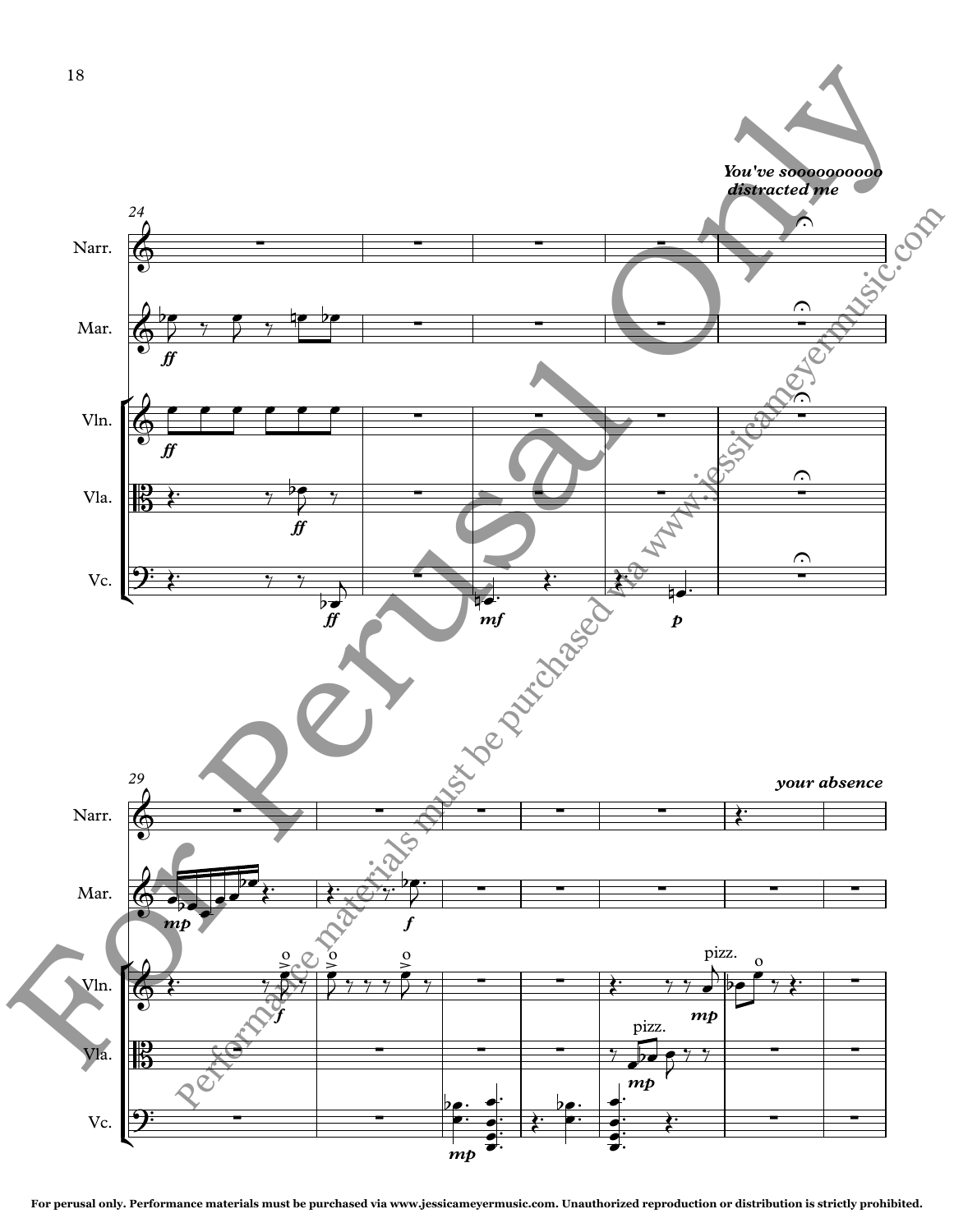You've sooooooooo distracted me

your absence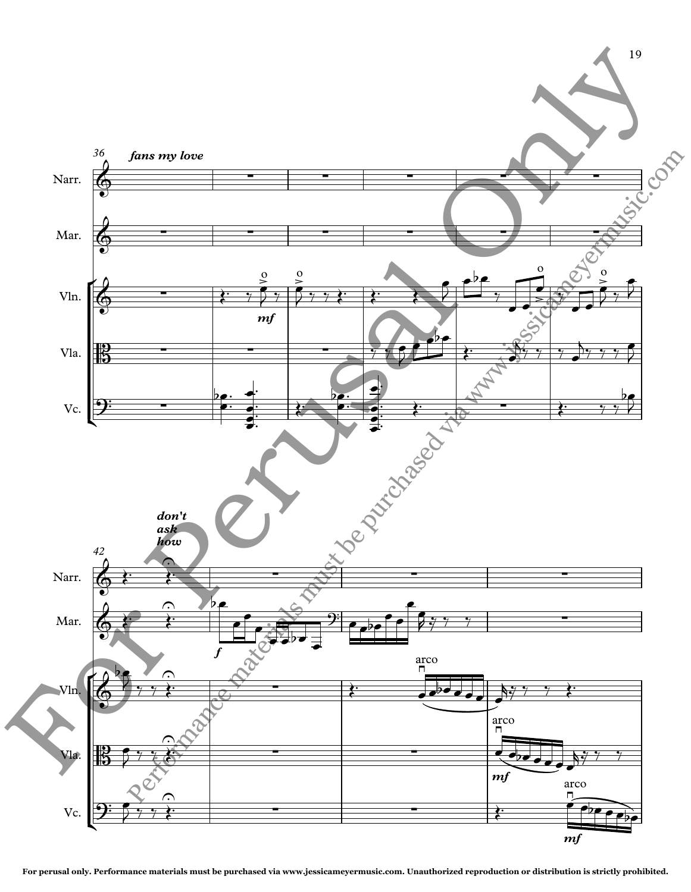fans my love

don't ask how

For perusal only. Performance materials must be purchased via www.jessicameyermusic.com. Unauthorized reproduction or distribution is strictly prohibited.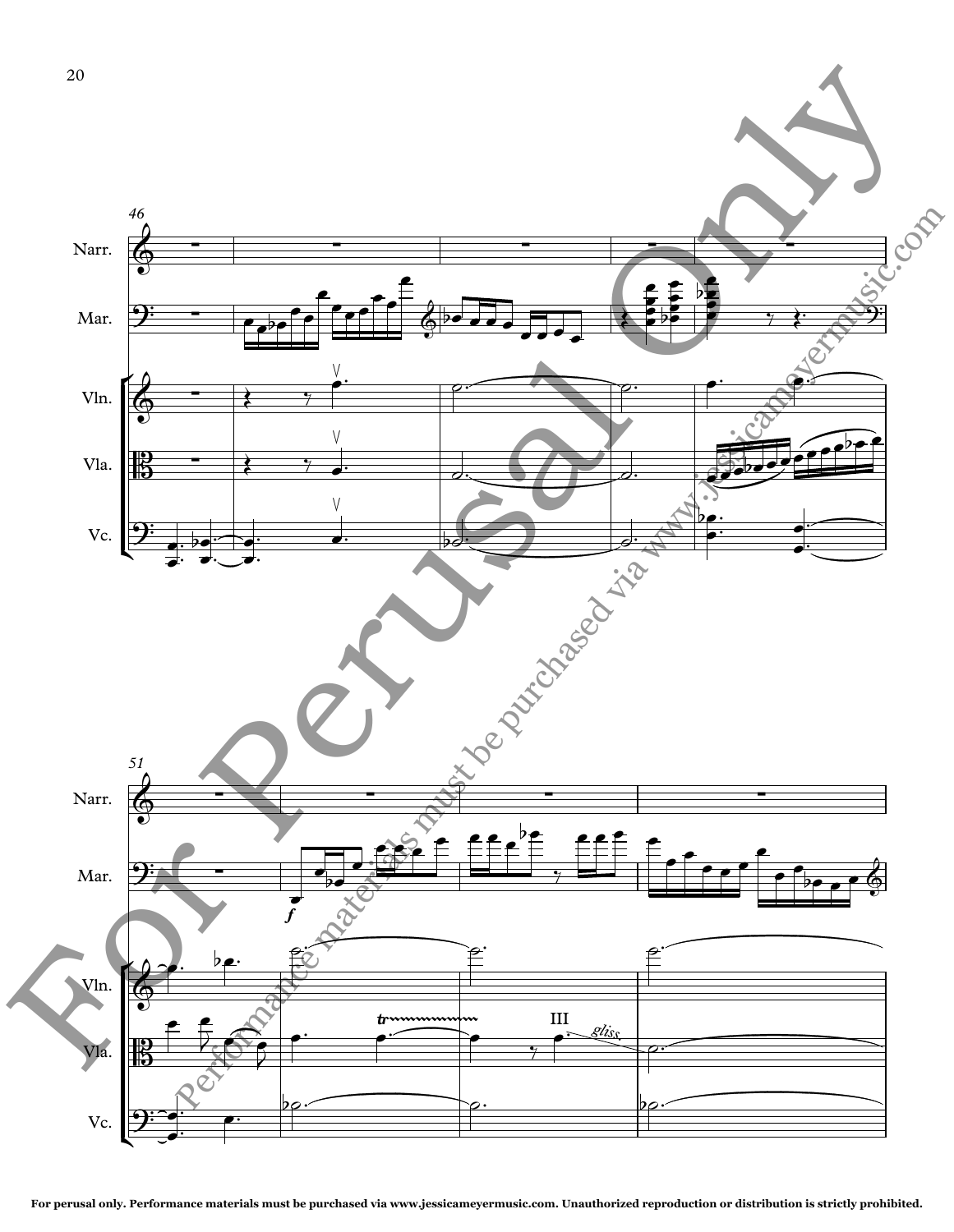For perusal only. Performance materials must be purchased via www.jessicameyermusic.com. Unauthorized reproduction or distribution is strictly prohibited.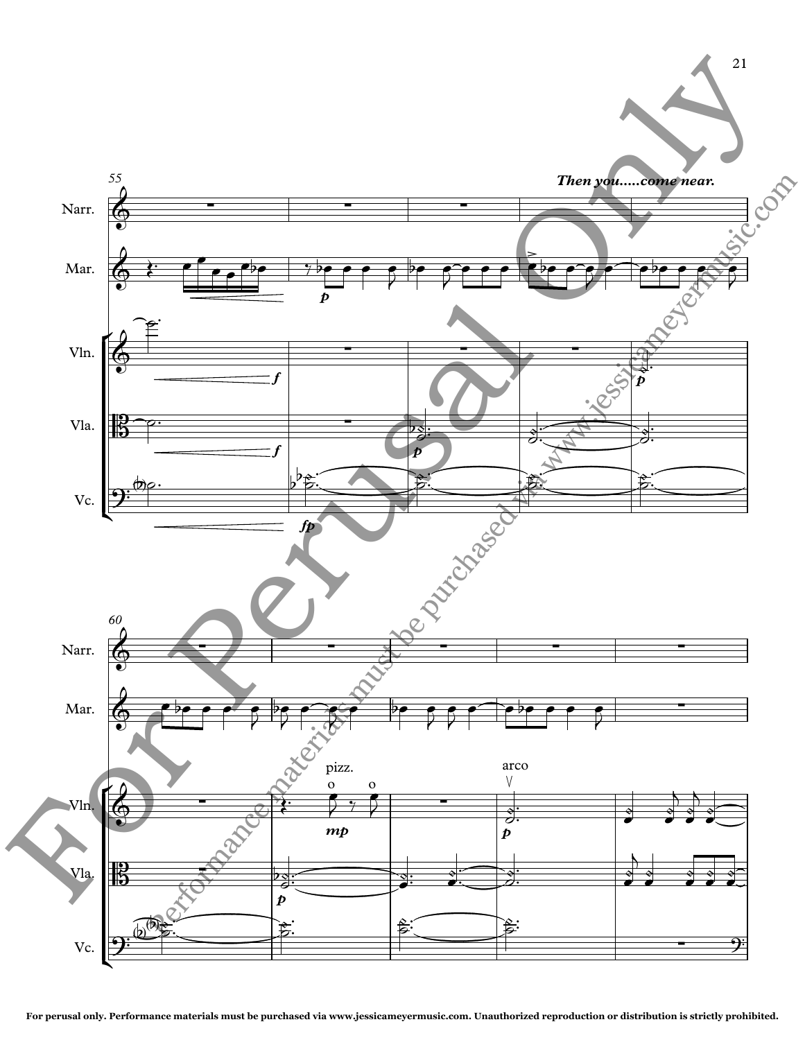*Then you.....come near.*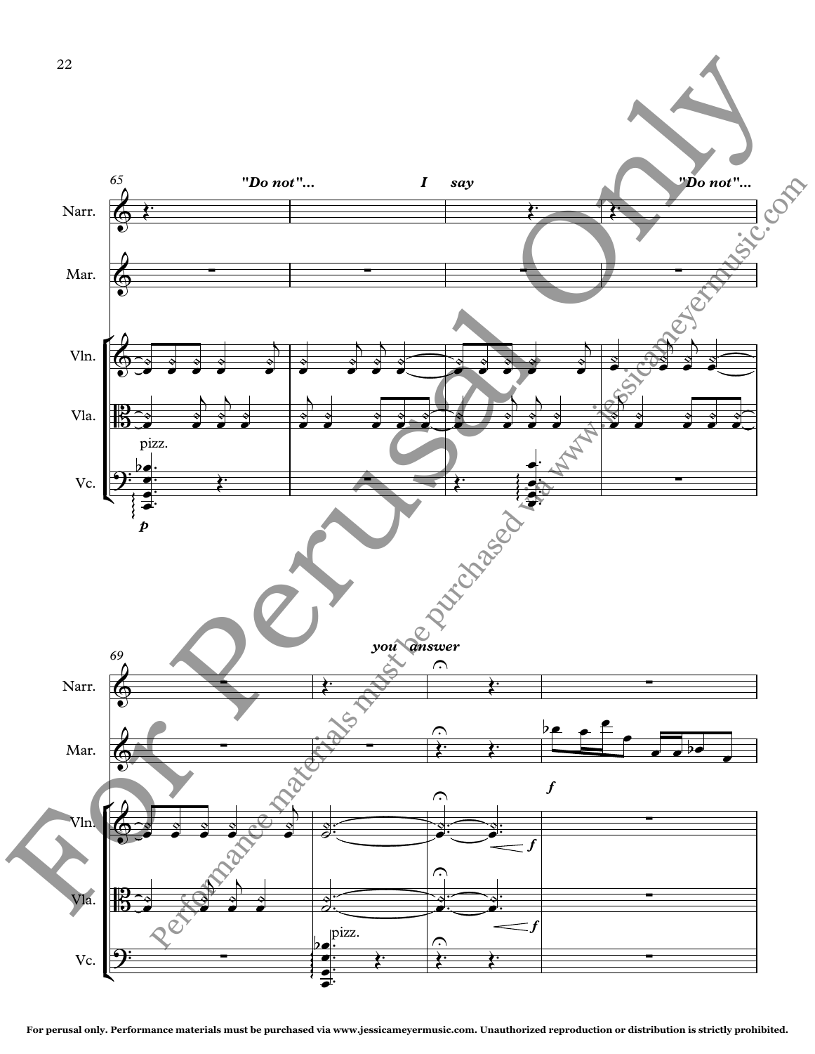65

"Do not"... I say "Do not"...

Narr.

Mar.

Vln.

Vla.

pizz.

Vc.

*p*

69

you answer

Narr.

Mar.

*f*

Vln.

*f*

Vla.

*f*

pizz.

Vc.

For perusal only. Performance materials must be purchased via www.jessicameyermusic.com. Unauthorized reproduction or distribution is strictly prohibited.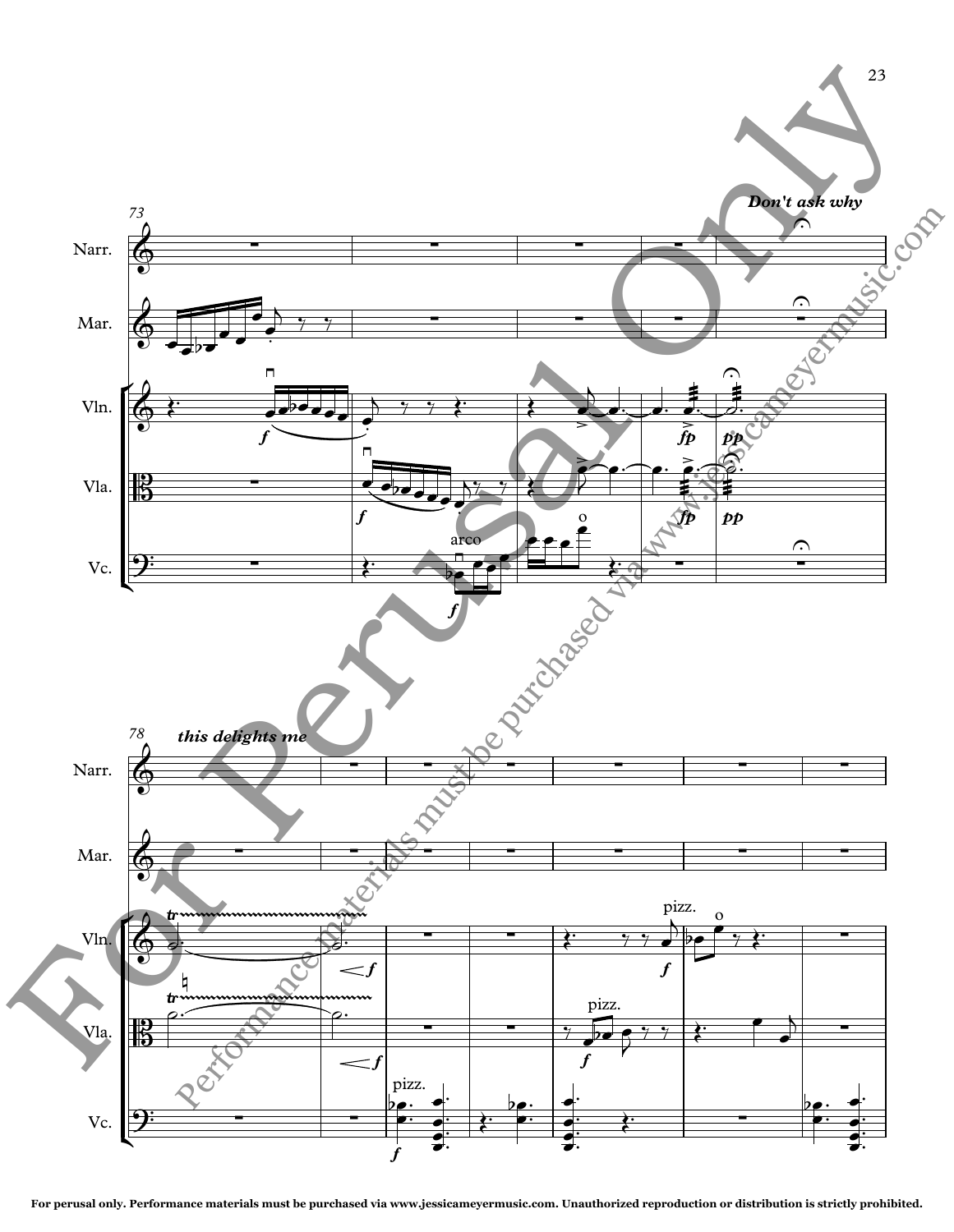Don't ask why

this delights me

For perusal only. Performance materials must be purchased via www.jessicameyermusic.com. Unauthorized reproduction or distribution is strictly prohibited.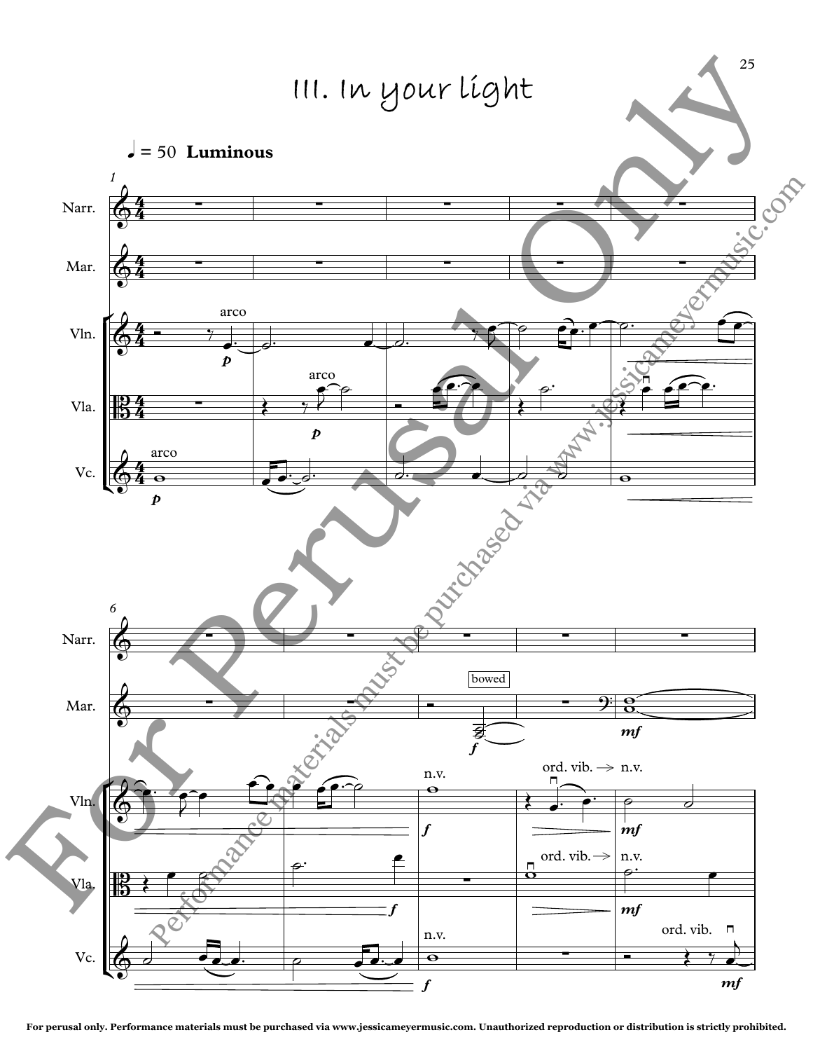# III. In your light

♩ = 50 **Luminous**

For perusal only. Performance materials must be purchased via www.jessicameyermusic.com. Unauthorized reproduction or distribution is strictly prohibited.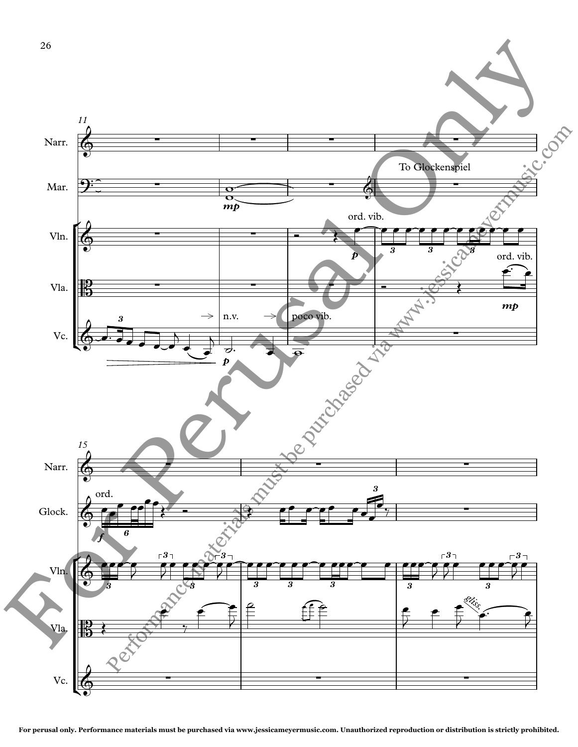For perusal only. Performance materials must be purchased via www.jessicameyermusic.com. Unauthorized reproduction or distribution is strictly prohibited.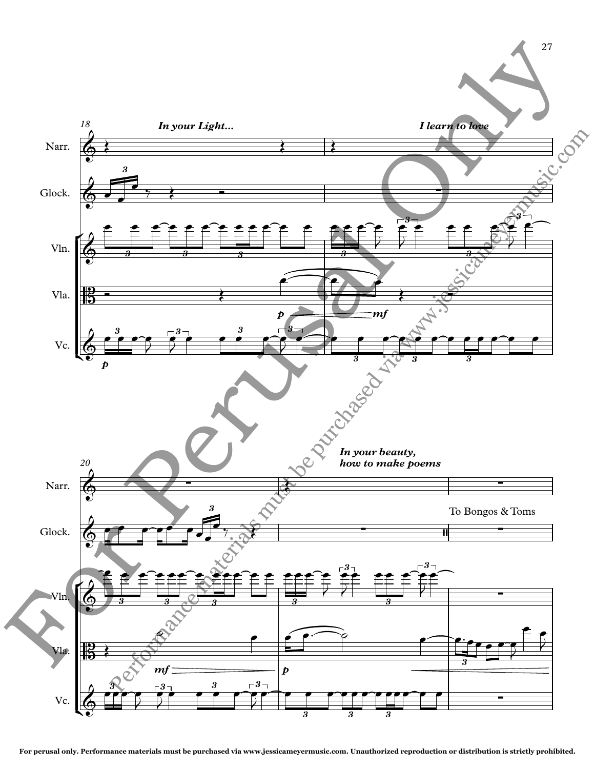18

**_In your Light..._**

**_I learn to love_**

Narr.

Glock.

Vln.

Vla.

Vc.

20

**_In your beauty, how to make poems_**

To Bongos & Toms

Narr.

Glock.

Vln.

Vla.

Vc.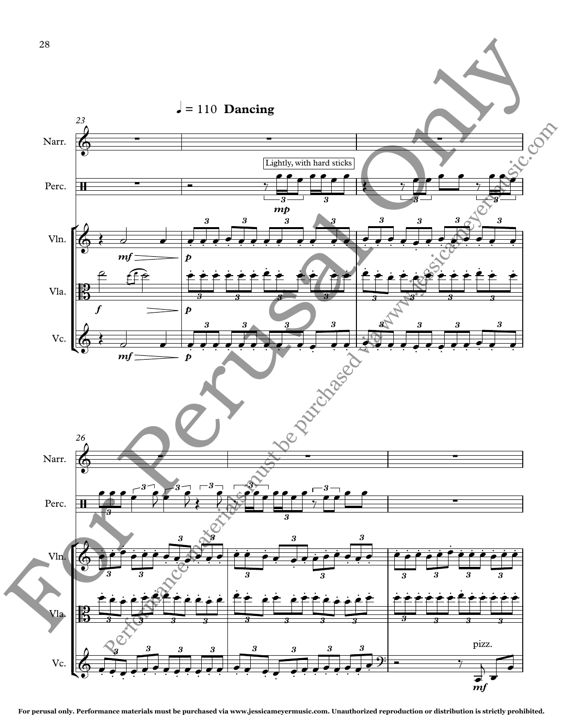♩ = 110 **Dancing**

Lightly, with hard sticks

For Perusal Only

Performance materials must be purchased via www.jessicameyermusic.com

For perusal only. Performance materials must be purchased via www.jessicameyermusic.com. Unauthorized reproduction or distribution is strictly prohibited.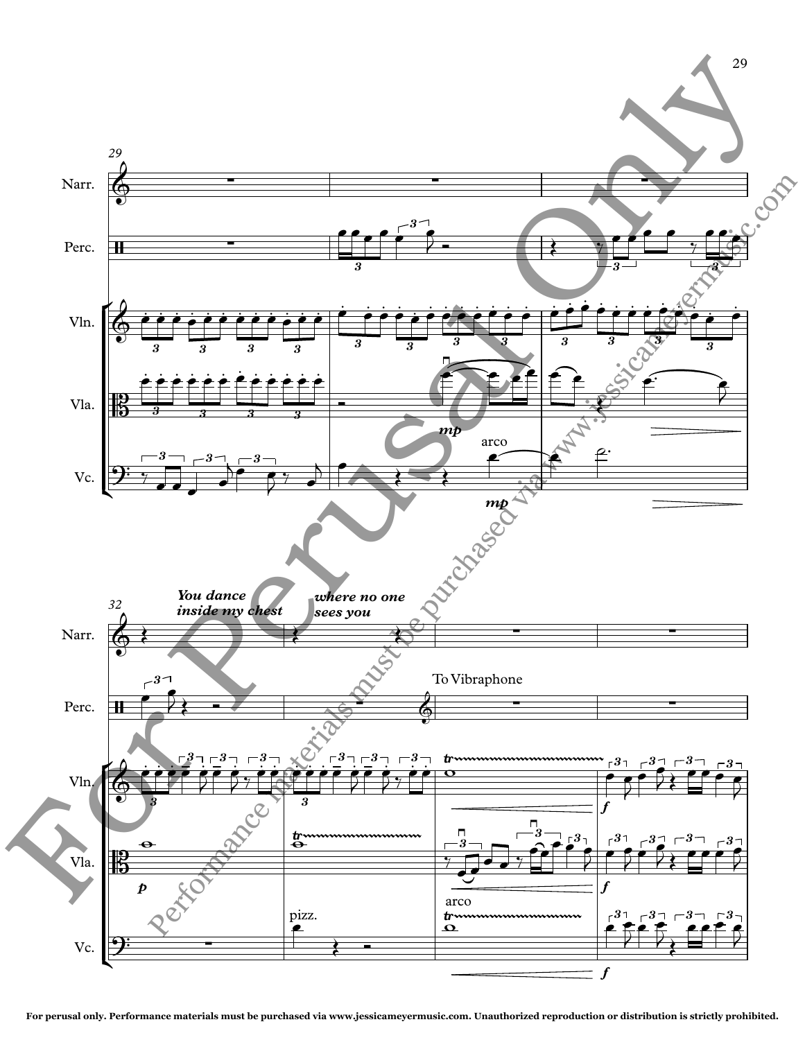Narr.

Perc.

Vln.

Vla.

Vc.

*mp*

arco

*mp*

*You dance inside my chest*

*where no one sees you*

To Vibraphone

*p*

pizz.

arco

*f*

*f*

*f*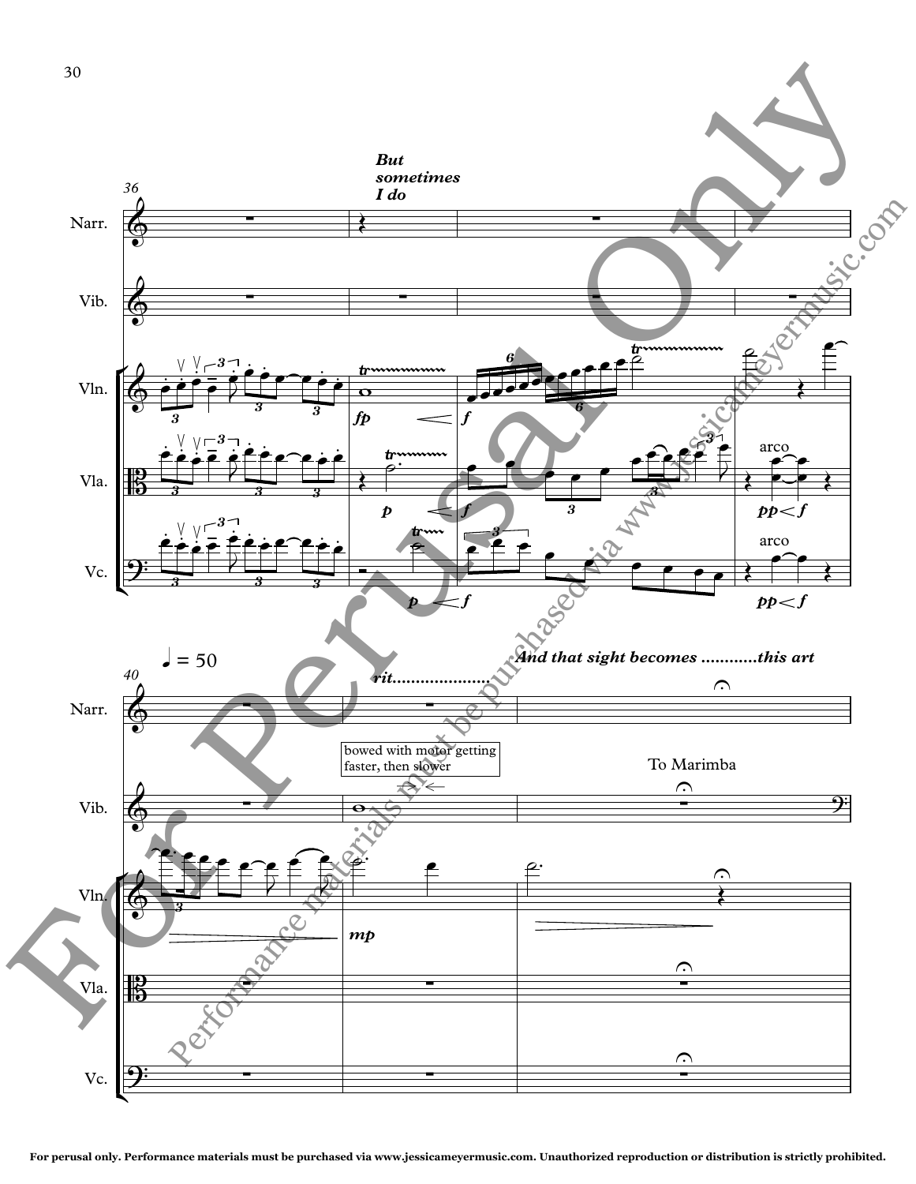36

Narr.

Vib.

Vln.

Vla.

Vc.

*But sometimes I do*

*fp* *f*

*p* *f* arco *pp* < *f*

*p* < *f* arco *pp* < *f*

♩ = 50

40

*rit.....................*

*And that sight becomes ............this art*

bowed with motor getting faster, then slower

To Marimba

*mp*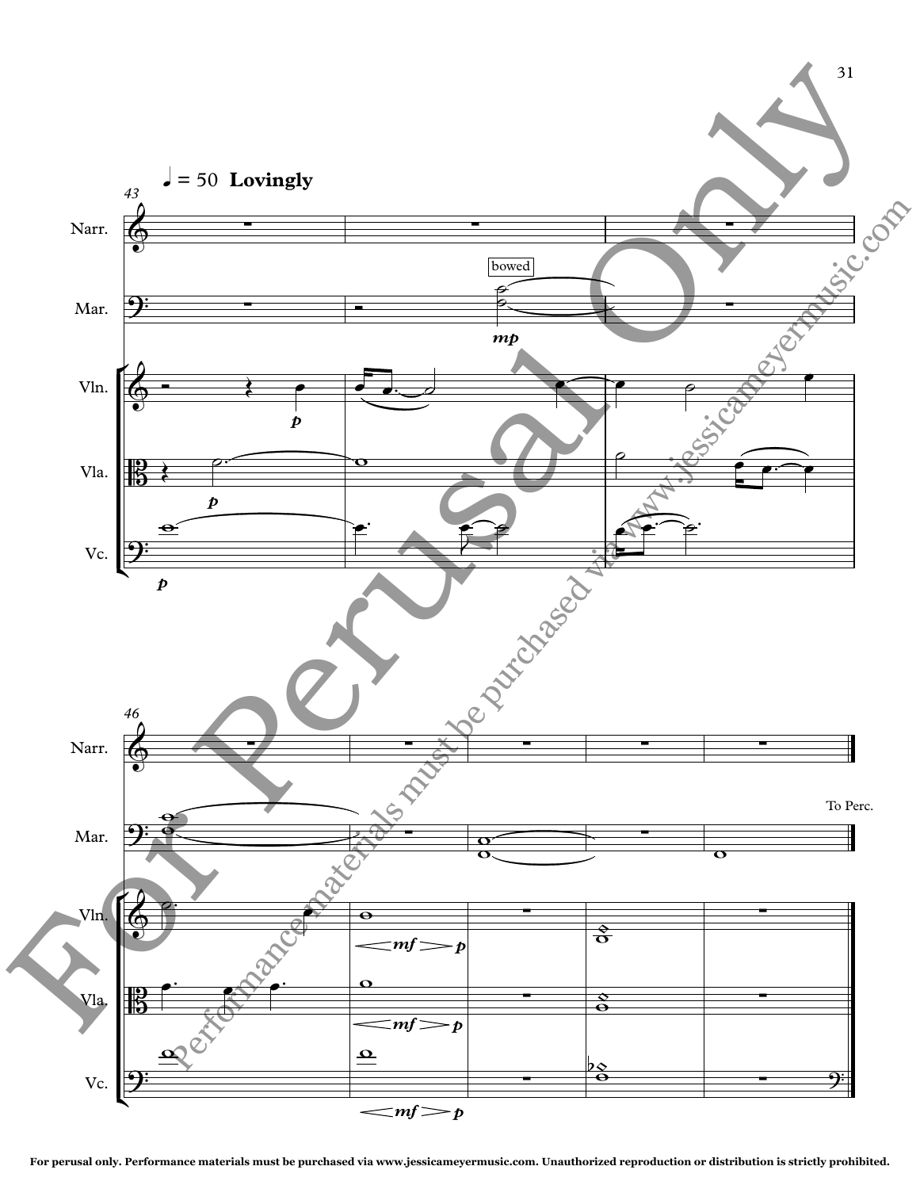For perusal only. Performance materials must be purchased via www.jessicameyermusic.com. Unauthorized reproduction or distribution is strictly prohibited.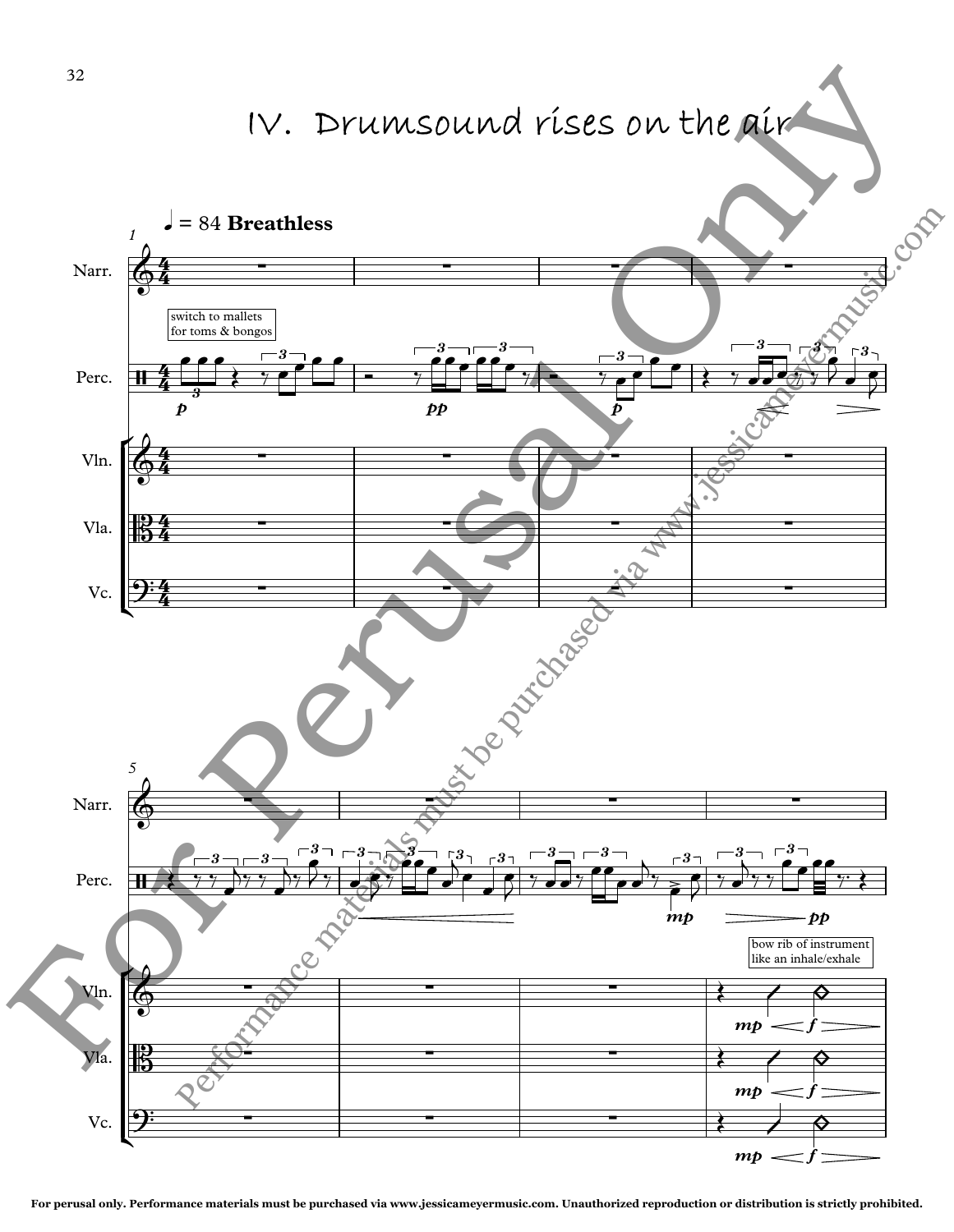# IV. Drumsound rises on the air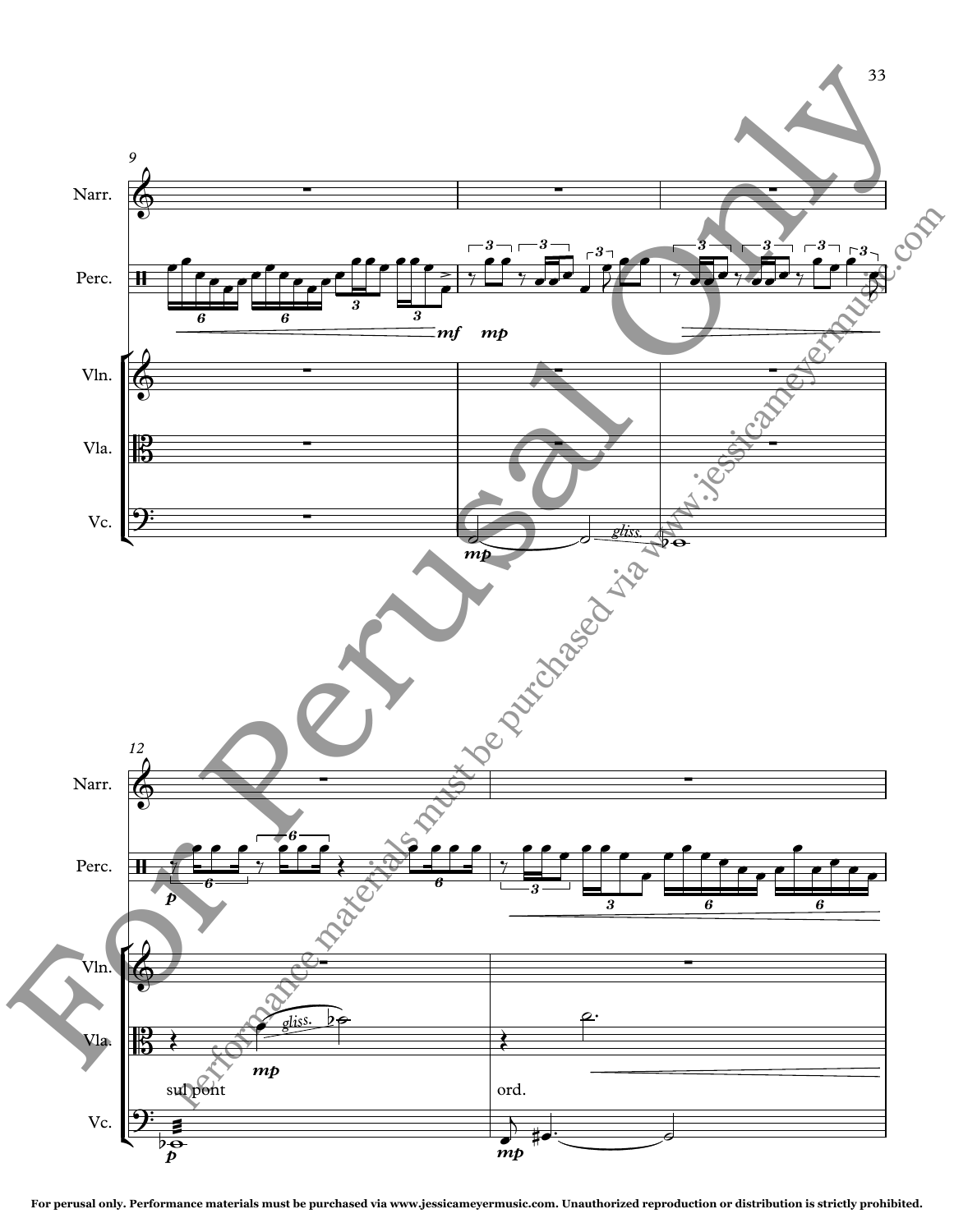For Perusal Only

performance materials must be purchased via www.jessicameyermusic.com

For perusal only. Performance materials must be purchased via www.jessicameyermusic.com. Unauthorized reproduction or distribution is strictly prohibited.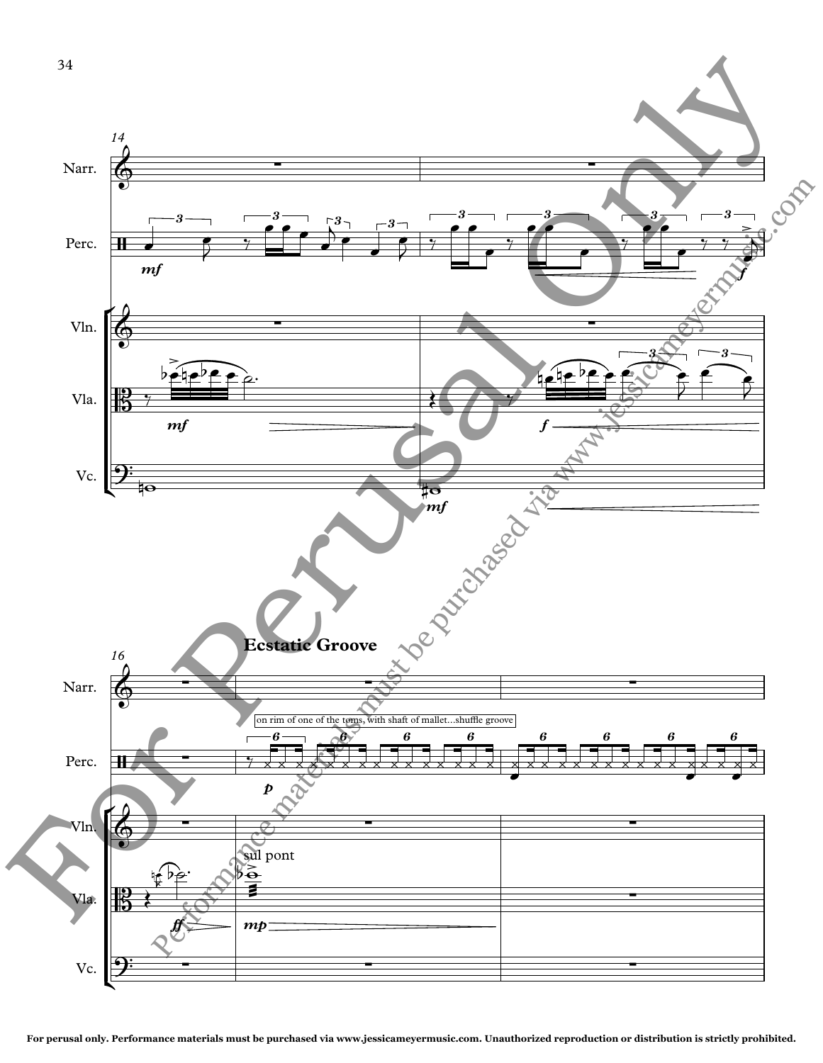**Ecstatic Groove**

on rim of one of the toms, with shaft of mallet...shuffle groove

sul pont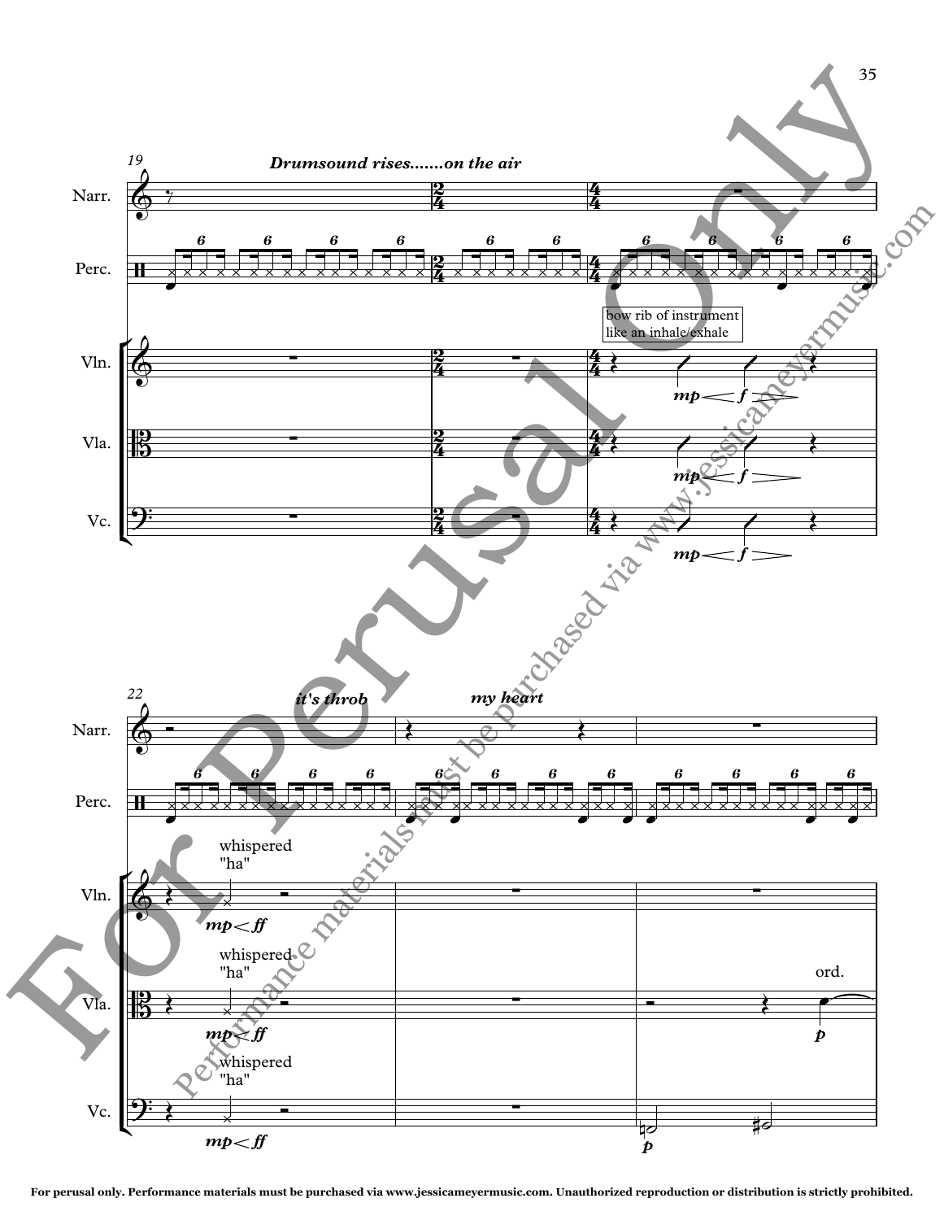19

**Drumsound rises.......on the air**

Narr.

Perc.

bow rib of instrument like an inhale/exhale

Vln. *mp* < *f* >

Vla. *mp* < *f* >

Vc. *mp* < *f* >

22

*it's throb* *my heart*

Narr.

Perc.

Vln. whispered "ha" *mp* < *ff*

Vla. whispered "ha" *mp* < *ff* ord. *p*

Vc. whispered "ha" *mp* < *ff* *p*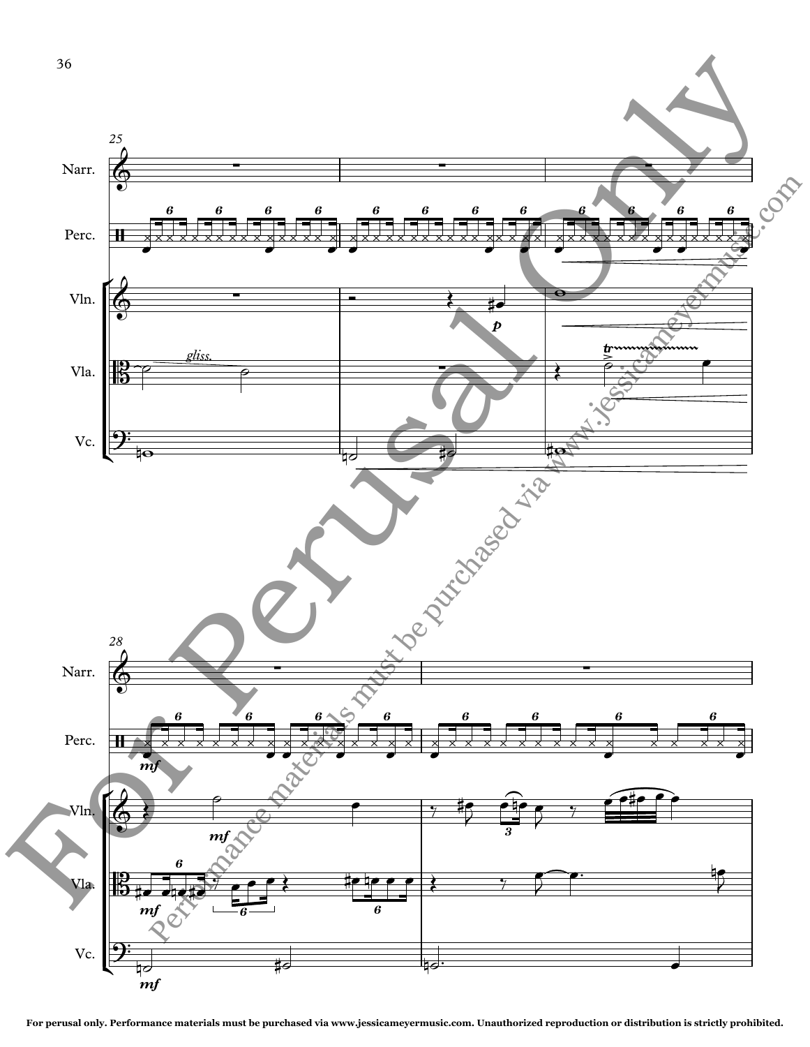For Perusal Only

Performance materials must be purchased via www.jessicameyermusic.com

For perusal only. Performance materials must be purchased via www.jessicameyermusic.com. Unauthorized reproduction or distribution is strictly prohibited.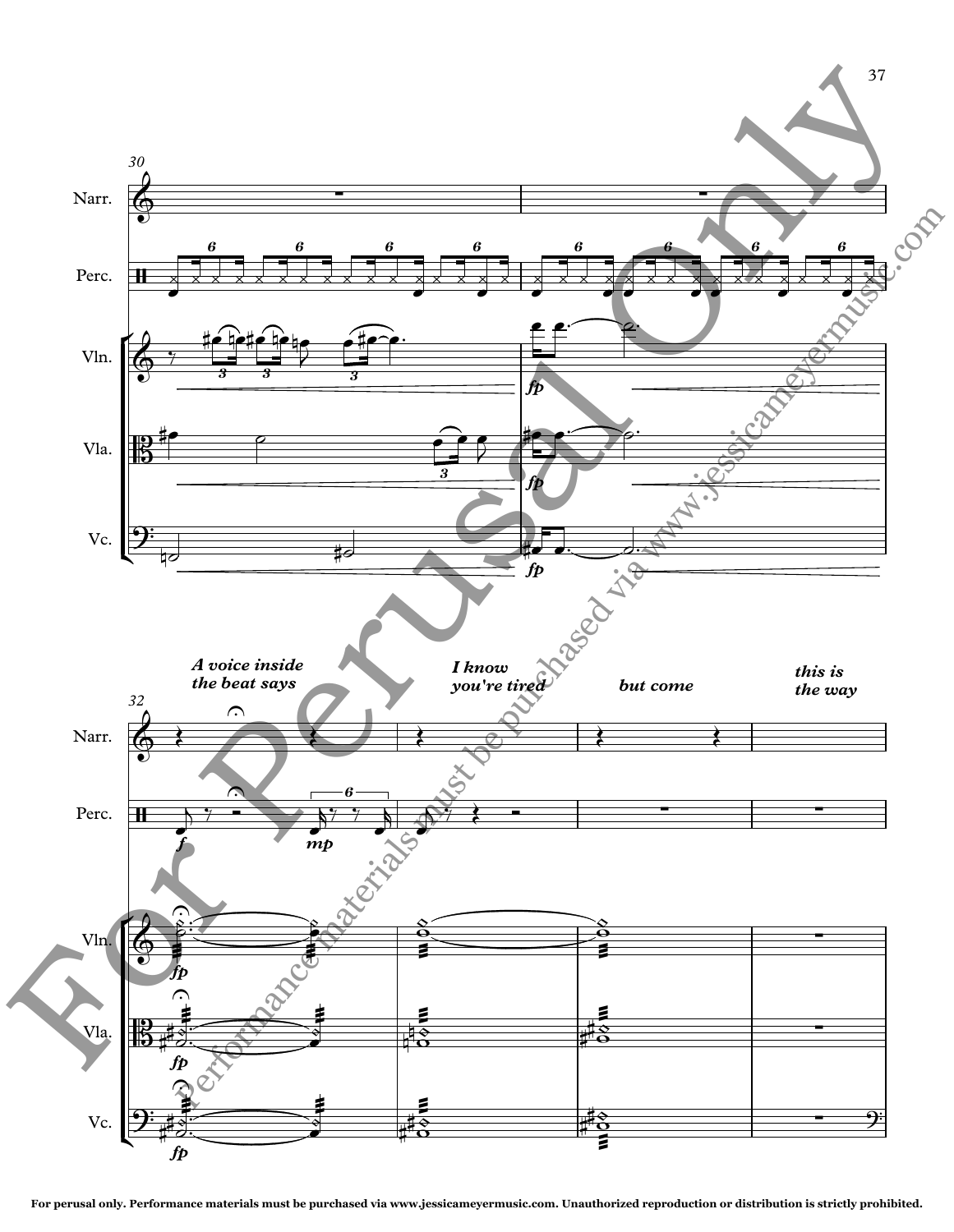A voice inside the beat says

I know you're tired

but come

this is the way

For perusal only. Performance materials must be purchased via www.jessicameyermusic.com. Unauthorized reproduction or distribution is strictly prohibited.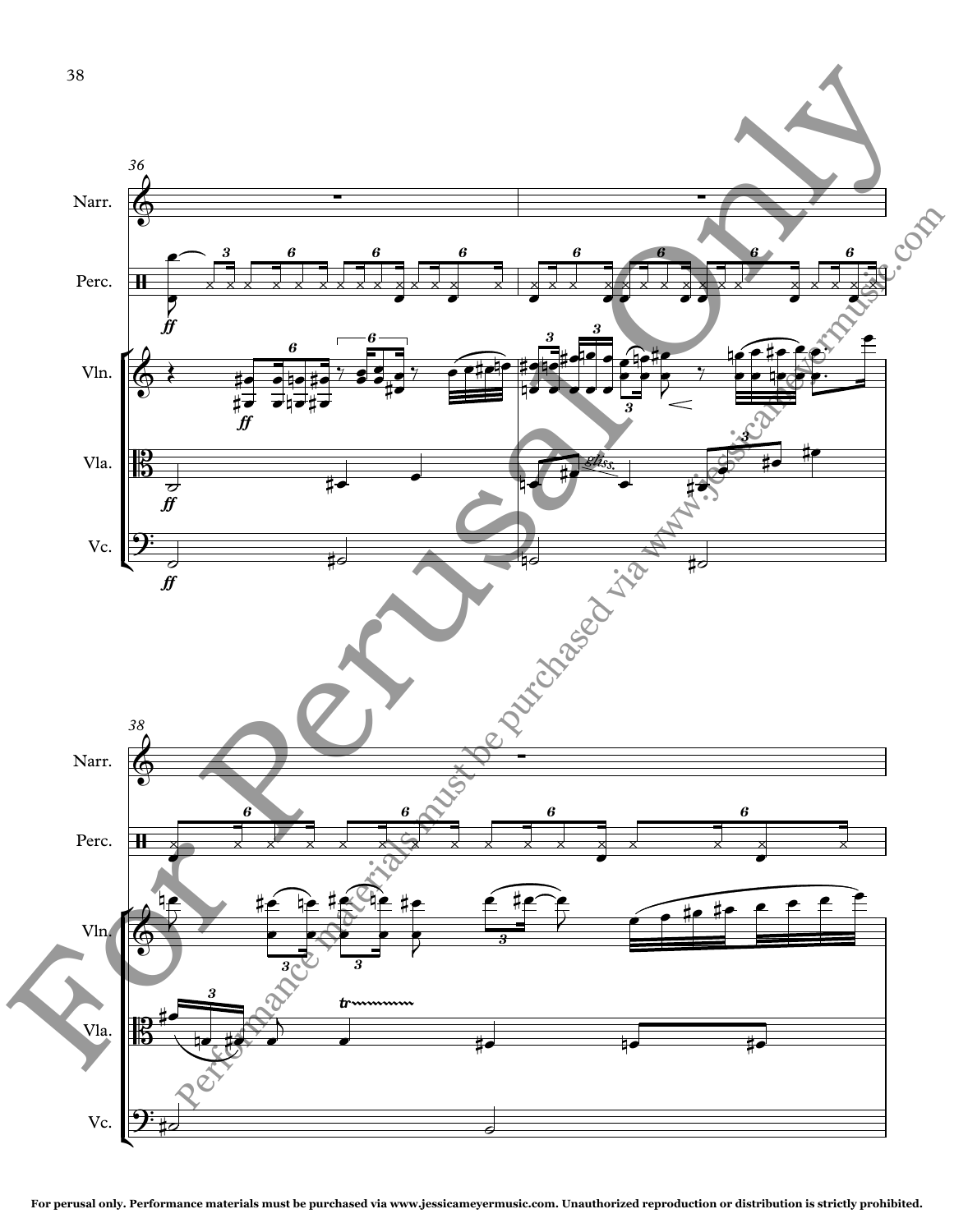For Perusal Only

Performance materials must be purchased via www.jessicameyermusic.com

36

Narr.

Perc.

Vln.

Vla.

Vc.

*ff*

*gliss.*

38

Narr.

Perc.

Vln.

Vla.

Vc.

*tr*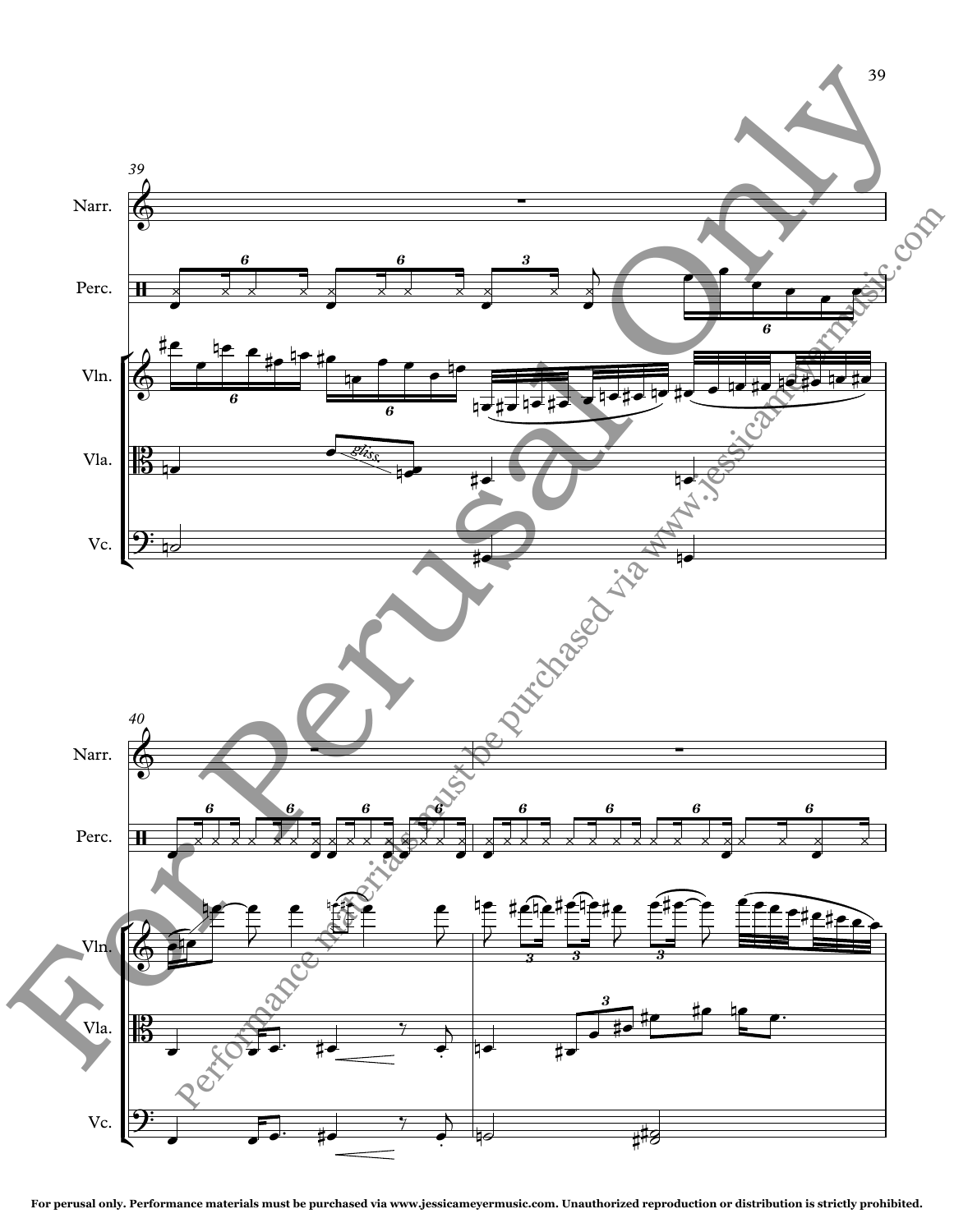39

Narr.

Perc.

Vln.

Vla.

*gliss.*

Vc.

40

Narr.

Perc.

Vln.

Vla.

Vc.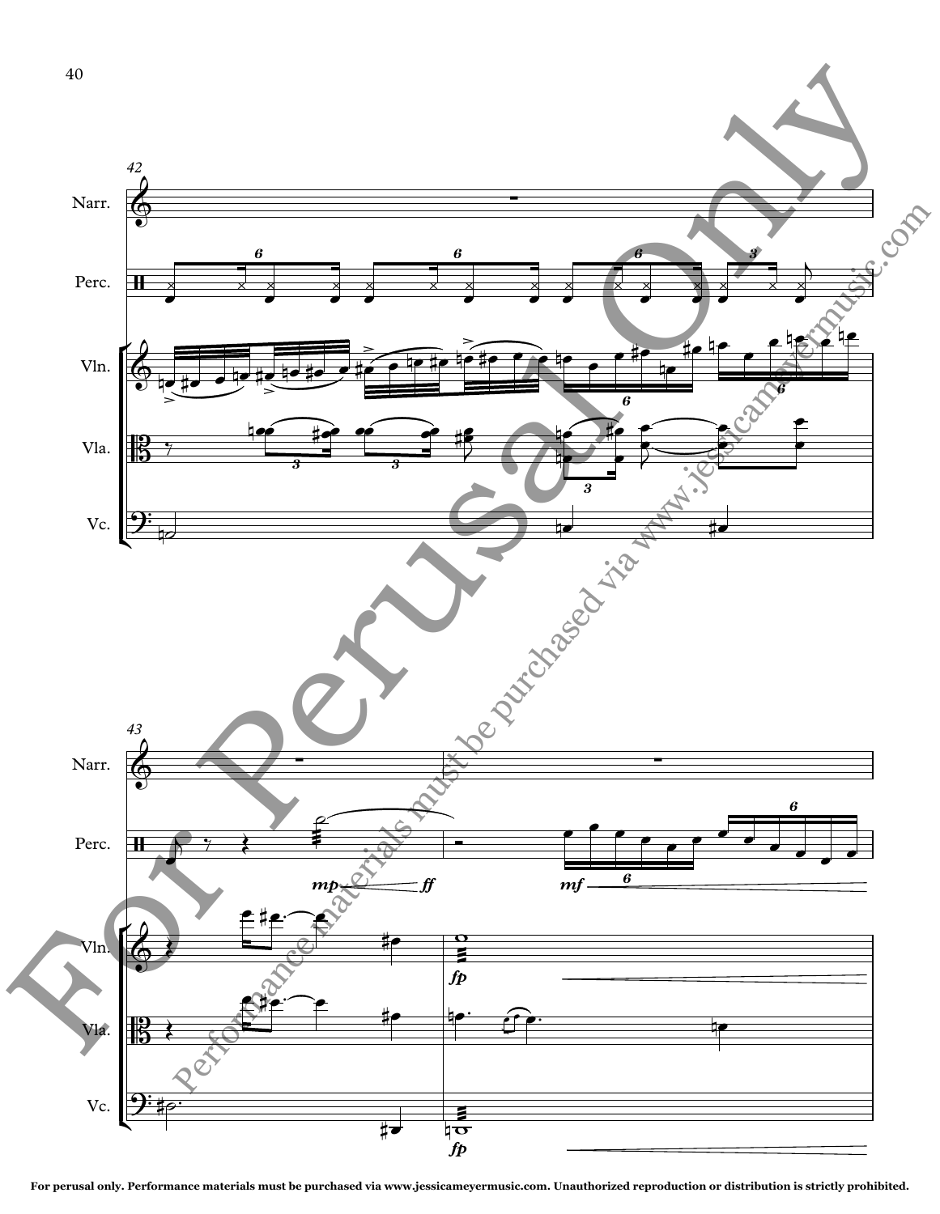For Perusal Only

Performance materials must be purchased via www.jessicameyermusic.com

For perusal only. Performance materials must be purchased via www.jessicameyermusic.com. Unauthorized reproduction or distribution is strictly prohibited.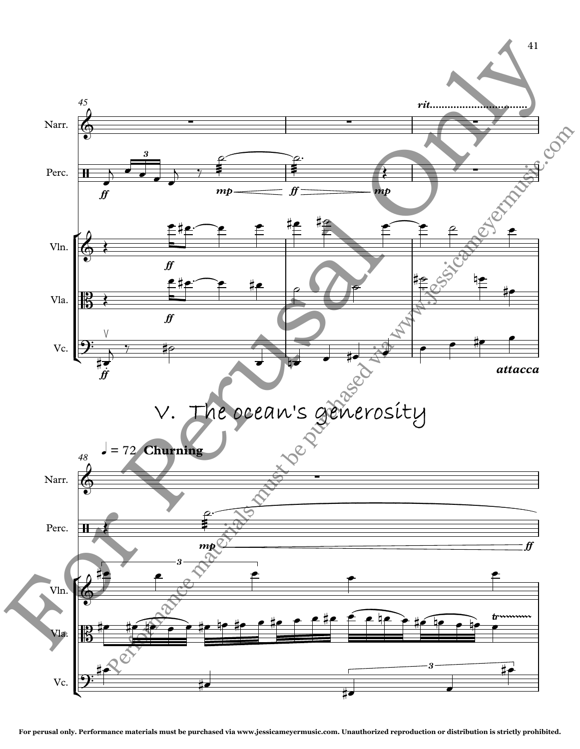## V. The ocean's generosity

♩ = 72 **Churning**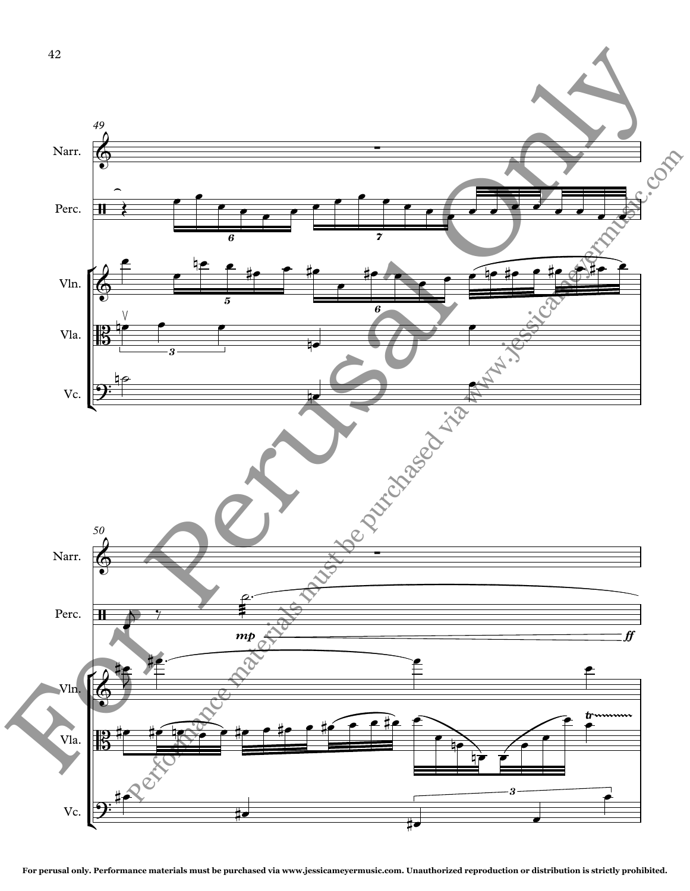49

Narr.

Perc.

Vln.

Vla.

Vc.

50

Narr.

Perc.

*mp* *ff*

Vln.

Vla.

Vc.

For Perusal Only

Performance materials must be purchased via www.jessicameyermusic.com

For perusal only. Performance materials must be purchased via www.jessicameyermusic.com. Unauthorized reproduction or distribution is strictly prohibited.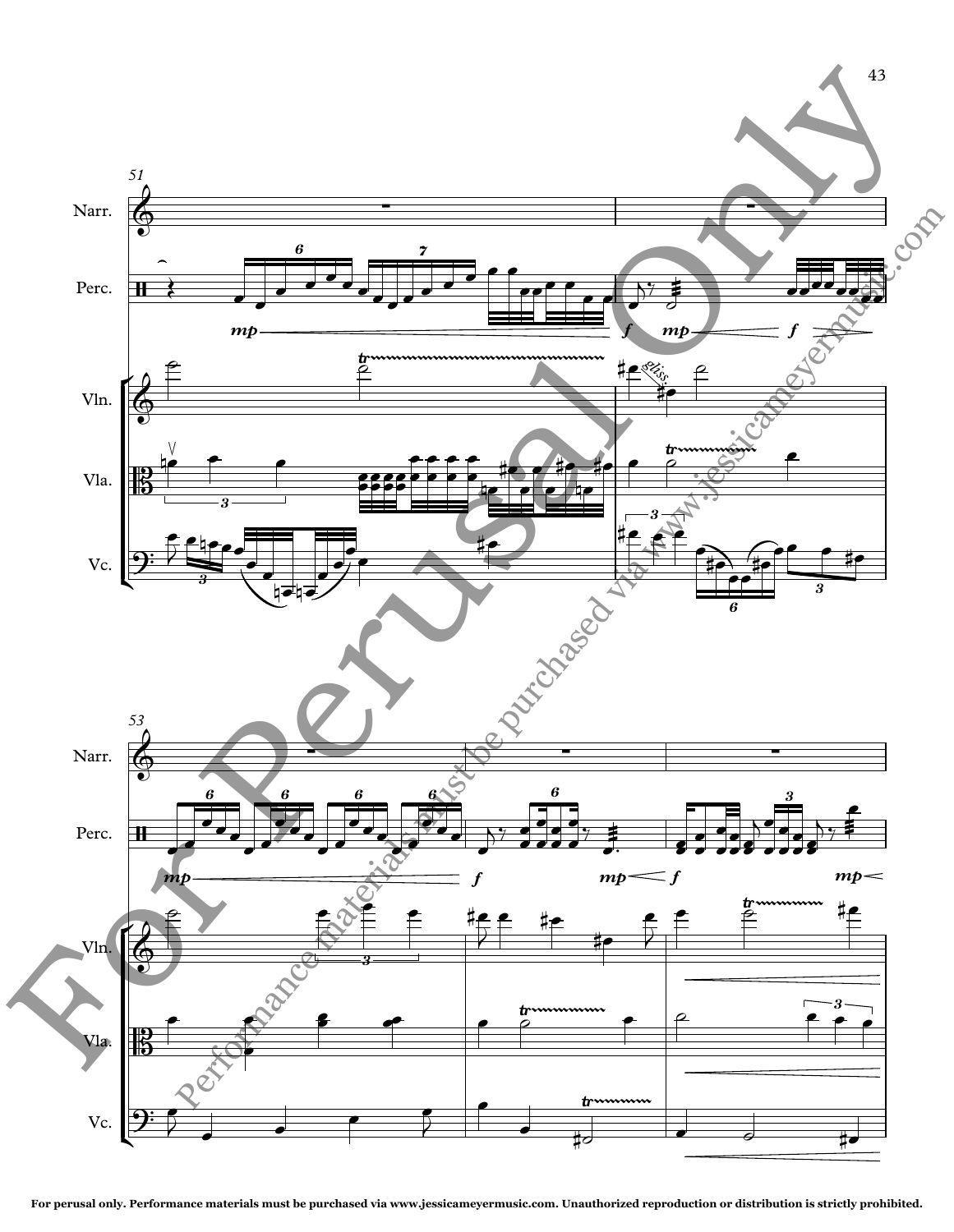For Perusal Only

Performance materials must be purchased via www.jessicameyermusic.com

For perusal only. Performance materials must be purchased via www.jessicameyermusic.com. Unauthorized reproduction or distribution is strictly prohibited.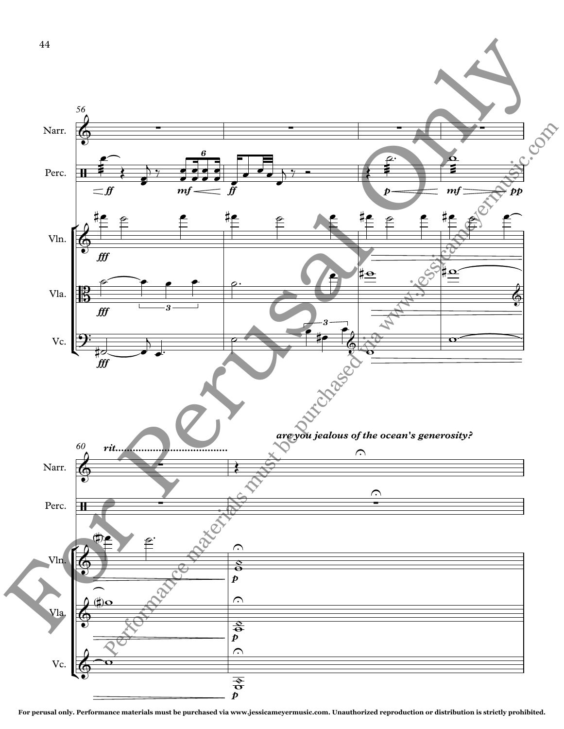*are you jealous of the ocean's generosity?*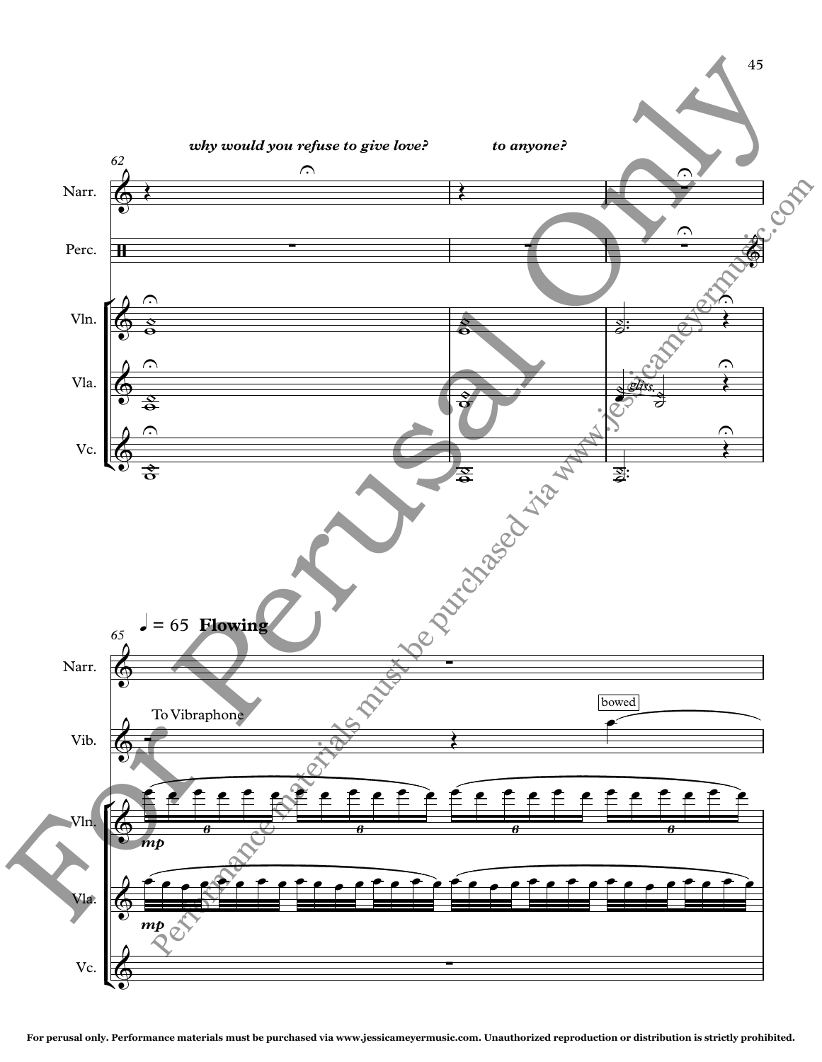*why would you refuse to give love?* *to anyone?*

62

Narr.

Perc.

Vln.

Vla.

gliss.

Vc.

♩ = 65 **Flowing**

65

Narr.

To Vibraphone

bowed

Vib.

Vln.

*mp*

Vla.

*mp*

Vc.

For perusal only. Performance materials must be purchased via www.jessicameyermusic.com. Unauthorized reproduction or distribution is strictly prohibited.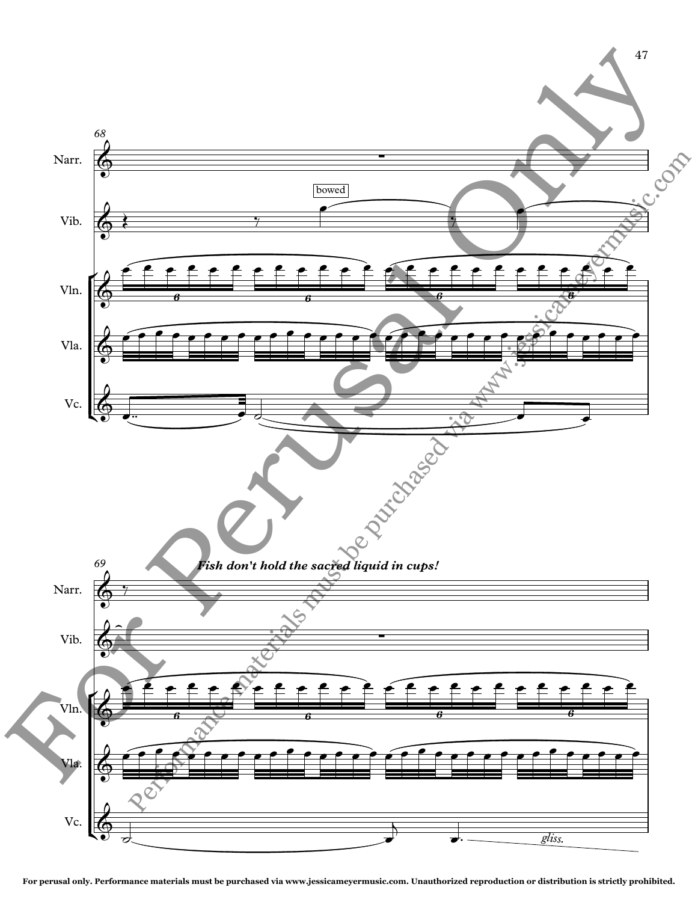68

Narr.

bowed

Vib.

Vln.

Vla.

Vc.

69

***Fish don't hold the sacred liquid in cups!***

Narr.

Vib.

Vln.

Vla.

Vc.

*gliss.*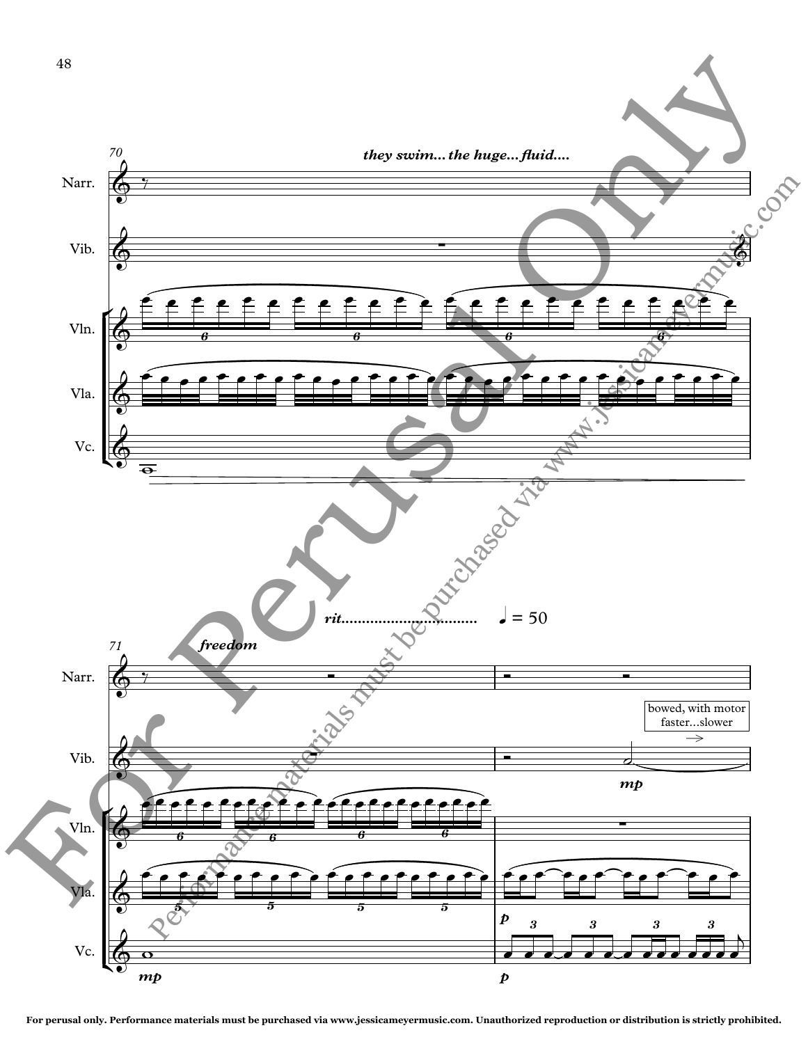they swim... the huge... fluid....

freedom

rit.................................

♩ = 50

bowed, with motor
faster...slower

For perusal only. Performance materials must be purchased via www.jessicameyermusic.com. Unauthorized reproduction or distribution is strictly prohibited.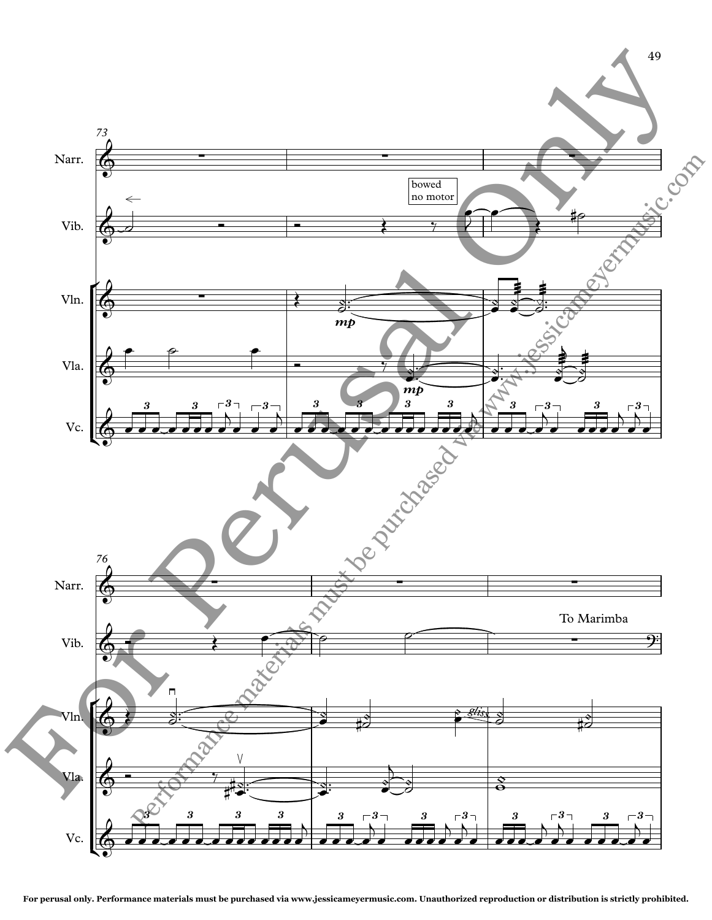For perusal only. Performance materials must be purchased via www.jessicameyermusic.com. Unauthorized reproduction or distribution is strictly prohibited.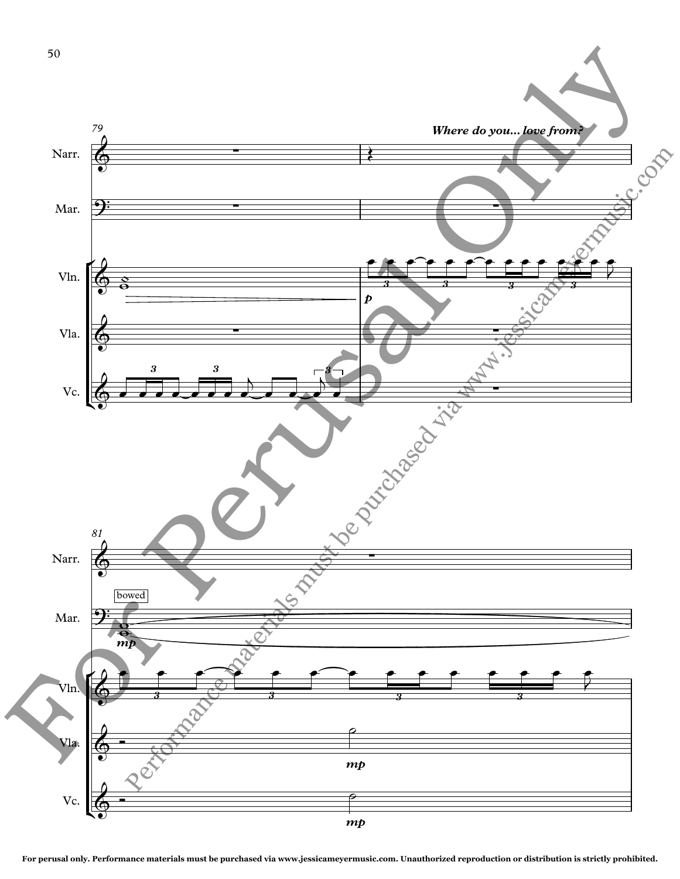*Where do you... love from?*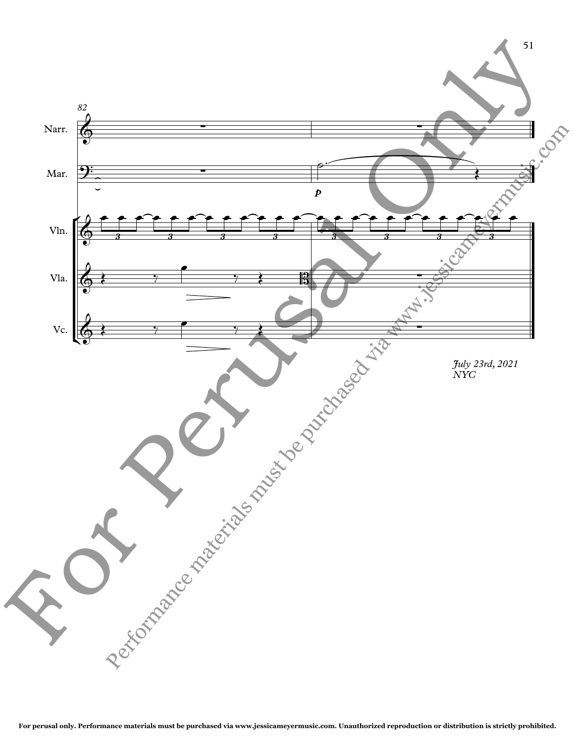July 23rd, 2021
NYC